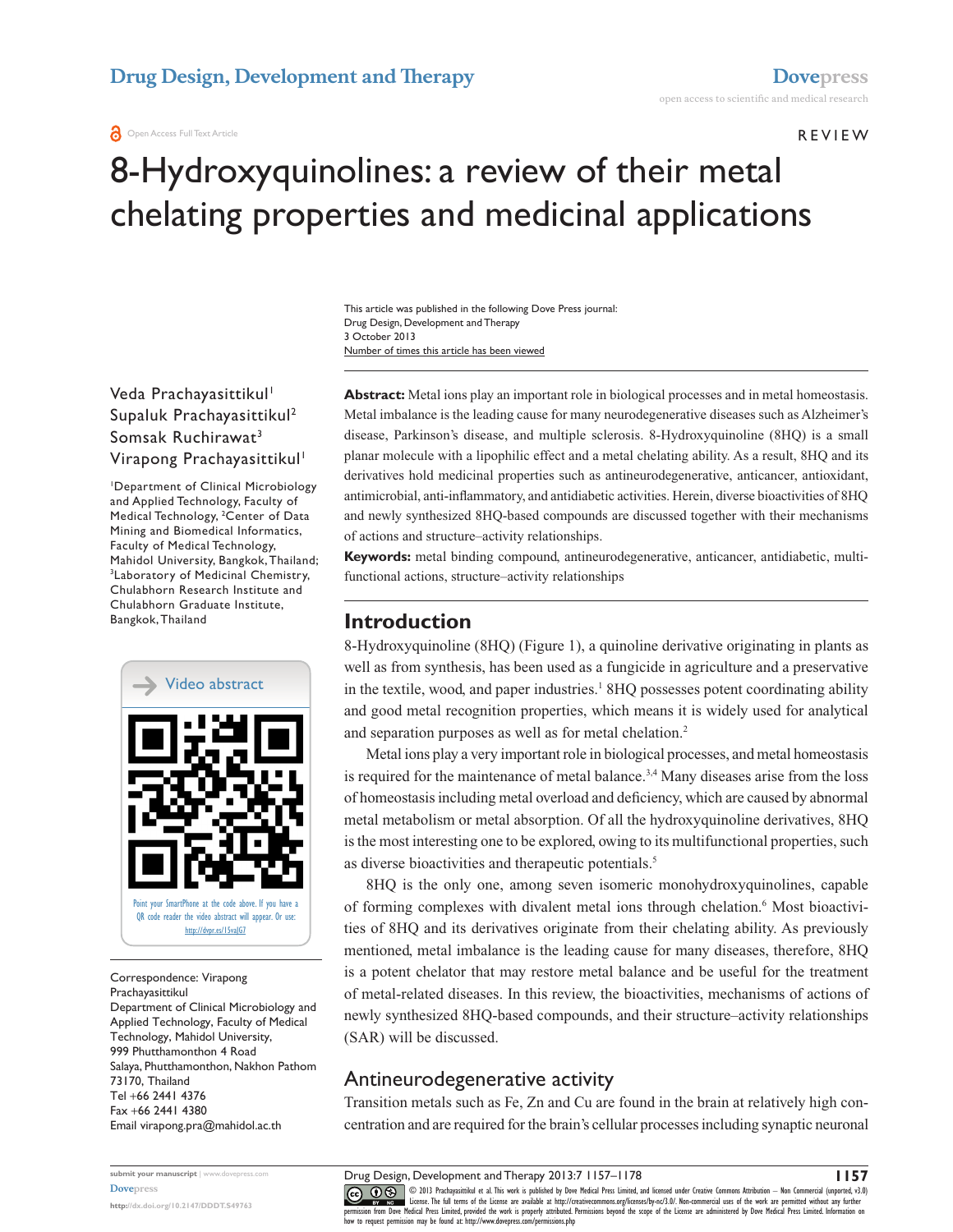REVIEW

# 8-Hydroxyquinolines: a review of their metal chelating properties and medicinal applications

This article was published in the following Dove Press journal:
Drug Design, Development and Therapy
3 October 2013
Number of times this article has been viewed

Veda Prachayasittikul[1]
Supaluk Prachayasittikul[2]
Somsak Ruchirawat[3]
Virapong Prachayasittikul[1]

[1]Department of Clinical Microbiology and Applied Technology, Faculty of Medical Technology, [2]Center of Data Mining and Biomedical Informatics, Faculty of Medical Technology, Mahidol University, Bangkok, Thailand; [3]Laboratory of Medicinal Chemistry, Chulabhorn Research Institute and Chulabhorn Graduate Institute, Bangkok, Thailand

Video abstract

Point your SmartPhone at the code above. If you have a QR code reader the video abstract will appear. Or use: http://dvpr.es/15vaJG7

Correspondence: Virapong Prachayasittikul
Department of Clinical Microbiology and Applied Technology, Faculty of Medical Technology, Mahidol University, 999 Phutthamonthon 4 Road Salaya, Phutthamonthon, Nakhon Pathom 73170, Thailand
Tel +66 2441 4376
Fax +66 2441 4380
Email virapong.pra@mahidol.ac.th

**Abstract:** Metal ions play an important role in biological processes and in metal homeostasis. Metal imbalance is the leading cause for many neurodegenerative diseases such as Alzheimer's disease, Parkinson's disease, and multiple sclerosis. 8-Hydroxyquinoline (8HQ) is a small planar molecule with a lipophilic effect and a metal chelating ability. As a result, 8HQ and its derivatives hold medicinal properties such as antineurodegenerative, anticancer, antioxidant, antimicrobial, anti-inflammatory, and antidiabetic activities. Herein, diverse bioactivities of 8HQ and newly synthesized 8HQ-based compounds are discussed together with their mechanisms of actions and structure–activity relationships.

**Keywords:** metal binding compound, antineurodegenerative, anticancer, antidiabetic, multifunctional actions, structure–activity relationships

## Introduction

8-Hydroxyquinoline (8HQ) (Figure 1), a quinoline derivative originating in plants as well as from synthesis, has been used as a fungicide in agriculture and a preservative in the textile, wood, and paper industries.[1] 8HQ possesses potent coordinating ability and good metal recognition properties, which means it is widely used for analytical and separation purposes as well as for metal chelation.[2]

Metal ions play a very important role in biological processes, and metal homeostasis is required for the maintenance of metal balance.[3,4] Many diseases arise from the loss of homeostasis including metal overload and deficiency, which are caused by abnormal metal metabolism or metal absorption. Of all the hydroxyquinoline derivatives, 8HQ is the most interesting one to be explored, owing to its multifunctional properties, such as diverse bioactivities and therapeutic potentials.[5]

8HQ is the only one, among seven isomeric monohydroxyquinolines, capable of forming complexes with divalent metal ions through chelation.[6] Most bioactivities of 8HQ and its derivatives originate from their chelating ability. As previously mentioned, metal imbalance is the leading cause for many diseases, therefore, 8HQ is a potent chelator that may restore metal balance and be useful for the treatment of metal-related diseases. In this review, the bioactivities, mechanisms of actions of newly synthesized 8HQ-based compounds, and their structure–activity relationships (SAR) will be discussed.

## Antineurodegenerative activity

Transition metals such as Fe, Zn and Cu are found in the brain at relatively high concentration and are required for the brain's cellular processes including synaptic neuronal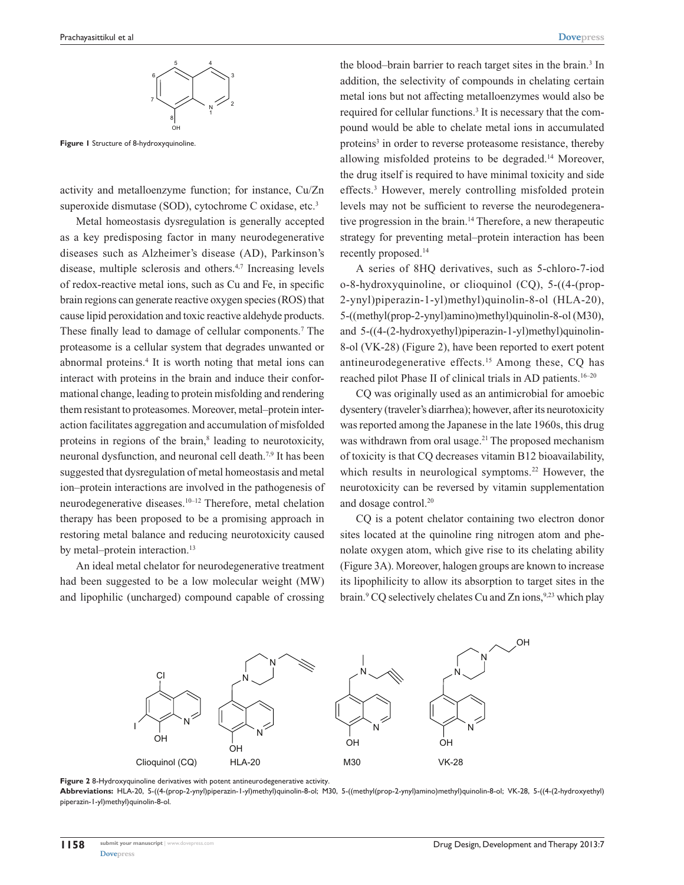**Figure 1** Structure of 8-hydroxyquinoline.

activity and metalloenzyme function; for instance, Cu/Zn superoxide dismutase (SOD), cytochrome C oxidase, etc.[3]

Metal homeostasis dysregulation is generally accepted as a key predisposing factor in many neurodegenerative diseases such as Alzheimer's disease (AD), Parkinson's disease, multiple sclerosis and others.[4,7] Increasing levels of redox-reactive metal ions, such as Cu and Fe, in specific brain regions can generate reactive oxygen species (ROS) that cause lipid peroxidation and toxic reactive aldehyde products. These finally lead to damage of cellular components.[7] The proteasome is a cellular system that degrades unwanted or abnormal proteins.[4] It is worth noting that metal ions can interact with proteins in the brain and induce their conformational change, leading to protein misfolding and rendering them resistant to proteasomes. Moreover, metal–protein interaction facilitates aggregation and accumulation of misfolded proteins in regions of the brain,[8] leading to neurotoxicity, neuronal dysfunction, and neuronal cell death.[7,9] It has been suggested that dysregulation of metal homeostasis and metal ion–protein interactions are involved in the pathogenesis of neurodegenerative diseases.[10–12] Therefore, metal chelation therapy has been proposed to be a promising approach in restoring metal balance and reducing neurotoxicity caused by metal–protein interaction.[13]

An ideal metal chelator for neurodegenerative treatment had been suggested to be a low molecular weight (MW) and lipophilic (uncharged) compound capable of crossing the blood–brain barrier to reach target sites in the brain.[3] In addition, the selectivity of compounds in chelating certain metal ions but not affecting metalloenzymes would also be required for cellular functions.[3] It is necessary that the compound would be able to chelate metal ions in accumulated proteins[3] in order to reverse proteasome resistance, thereby allowing misfolded proteins to be degraded.[14] Moreover, the drug itself is required to have minimal toxicity and side effects.[3] However, merely controlling misfolded protein levels may not be sufficient to reverse the neurodegenerative progression in the brain.[14] Therefore, a new therapeutic strategy for preventing metal–protein interaction has been recently proposed.[14]

A series of 8HQ derivatives, such as 5-chloro-7-iodo-8-hydroxyquinoline, or clioquinol (CQ), 5-((4-(prop-2-ynyl)piperazin-1-yl)methyl)quinolin-8-ol (HLA-20), 5-((methyl(prop-2-ynyl)amino)methyl)quinolin-8-ol (M30), and 5-((4-(2-hydroxyethyl)piperazin-1-yl)methyl)quinolin-8-ol (VK-28) (Figure 2), have been reported to exert potent antineurodegenerative effects.[15] Among these, CQ has reached pilot Phase II of clinical trials in AD patients.[16–20]

CQ was originally used as an antimicrobial for amoebic dysentery (traveler's diarrhea); however, after its neurotoxicity was reported among the Japanese in the late 1960s, this drug was withdrawn from oral usage.[21] The proposed mechanism of toxicity is that CQ decreases vitamin B12 bioavailability, which results in neurological symptoms.[22] However, the neurotoxicity can be reversed by vitamin supplementation and dosage control.[20]

CQ is a potent chelator containing two electron donor sites located at the quinoline ring nitrogen atom and phenolate oxygen atom, which give rise to its chelating ability (Figure 3A). Moreover, halogen groups are known to increase its lipophilicity to allow its absorption to target sites in the brain.[9] CQ selectively chelates Cu and Zn ions,[9,23] which play

**Figure 2** 8-Hydroxyquinoline derivatives with potent antineurodegenerative activity.

**Abbreviations:** HLA-20, 5-((4-(prop-2-ynyl)piperazin-1-yl)methyl)quinolin-8-ol; M30, 5-((methyl(prop-2-ynyl)amino)methyl)quinolin-8-ol; VK-28, 5-((4-(2-hydroxyethyl) piperazin-1-yl)methyl)quinolin-8-ol.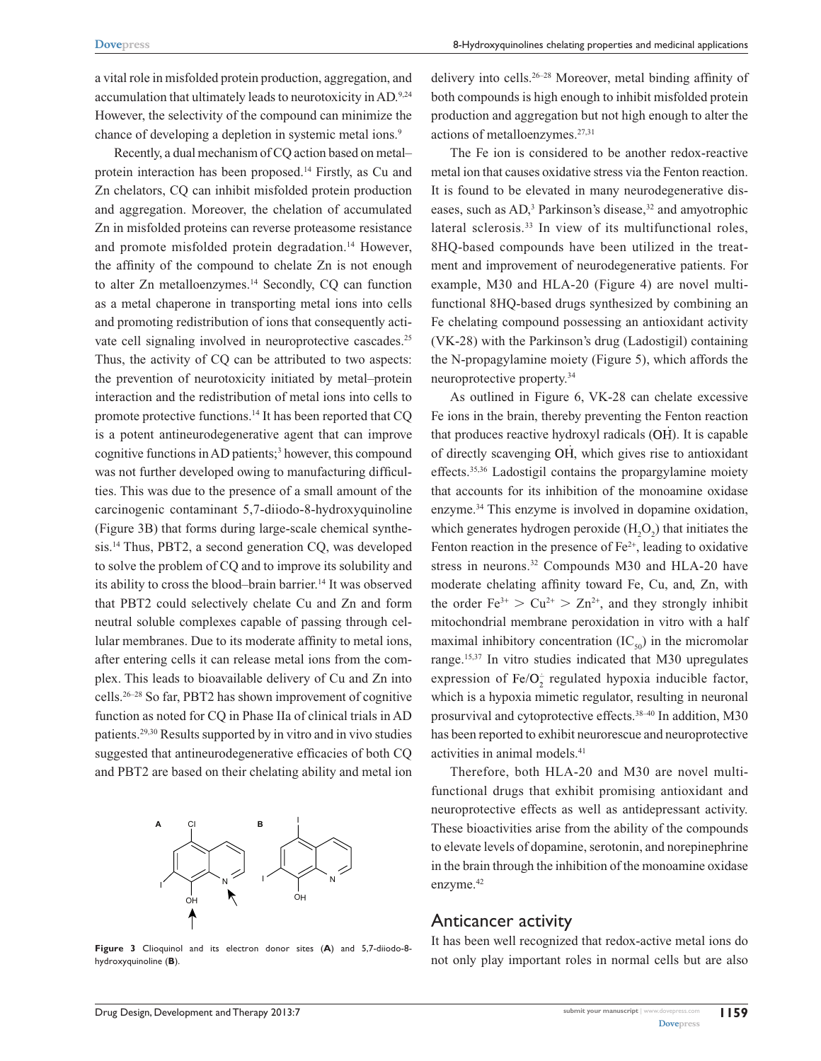a vital role in misfolded protein production, aggregation, and accumulation that ultimately leads to neurotoxicity in AD.[9,24] However, the selectivity of the compound can minimize the chance of developing a depletion in systemic metal ions.[9]

Recently, a dual mechanism of CQ action based on metal–protein interaction has been proposed.[14] Firstly, as Cu and Zn chelators, CQ can inhibit misfolded protein production and aggregation. Moreover, the chelation of accumulated Zn in misfolded proteins can reverse proteasome resistance and promote misfolded protein degradation.[14] However, the affinity of the compound to chelate Zn is not enough to alter Zn metalloenzymes.[14] Secondly, CQ can function as a metal chaperone in transporting metal ions into cells and promoting redistribution of ions that consequently activate cell signaling involved in neuroprotective cascades.[25] Thus, the activity of CQ can be attributed to two aspects: the prevention of neurotoxicity initiated by metal–protein interaction and the redistribution of metal ions into cells to promote protective functions.[14] It has been reported that CQ is a potent antineurodegenerative agent that can improve cognitive functions in AD patients;[3] however, this compound was not further developed owing to manufacturing difficulties. This was due to the presence of a small amount of the carcinogenic contaminant 5,7-diiodo-8-hydroxyquinoline (Figure 3B) that forms during large-scale chemical synthesis.[14] Thus, PBT2, a second generation CQ, was developed to solve the problem of CQ and to improve its solubility and its ability to cross the blood–brain barrier.[14] It was observed that PBT2 could selectively chelate Cu and Zn and form neutral soluble complexes capable of passing through cellular membranes. Due to its moderate affinity to metal ions, after entering cells it can release metal ions from the complex. This leads to bioavailable delivery of Cu and Zn into cells.[26–28] So far, PBT2 has shown improvement of cognitive function as noted for CQ in Phase IIa of clinical trials in AD patients.[29,30] Results supported by in vitro and in vivo studies suggested that antineurodegenerative efficacies of both CQ and PBT2 are based on their chelating ability and metal ion delivery into cells.[26–28] Moreover, metal binding affinity of both compounds is high enough to inhibit misfolded protein production and aggregation but not high enough to alter the actions of metalloenzymes.[27,31]

**Figure 3** Clioquinol and its electron donor sites (**A**) and 5,7-diiodo-8-hydroxyquinoline (**B**).

The Fe ion is considered to be another redox-reactive metal ion that causes oxidative stress via the Fenton reaction. It is found to be elevated in many neurodegenerative diseases, such as AD,[3] Parkinson's disease,[32] and amyotrophic lateral sclerosis.[33] In view of its multifunctional roles, 8HQ-based compounds have been utilized in the treatment and improvement of neurodegenerative patients. For example, M30 and HLA-20 (Figure 4) are novel multifunctional 8HQ-based drugs synthesized by combining an Fe chelating compound possessing an antioxidant activity (VK-28) with the Parkinson's drug (Ladostigil) containing the N-propagylamine moiety (Figure 5), which affords the neuroprotective property.[34]

As outlined in Figure 6, VK-28 can chelate excessive Fe ions in the brain, thereby preventing the Fenton reaction that produces reactive hydroxyl radicals ($\dot{OH}$). It is capable of directly scavenging $\dot{OH}$, which gives rise to antioxidant effects.[35,36] Ladostigil contains the propargylamine moiety that accounts for its inhibition of the monoamine oxidase enzyme.[34] This enzyme is involved in dopamine oxidation, which generates hydrogen peroxide ($H_2O_2$) that initiates the Fenton reaction in the presence of $Fe^{2+}$, leading to oxidative stress in neurons.[32] Compounds M30 and HLA-20 have moderate chelating affinity toward Fe, Cu, and, Zn, with the order $Fe^{3+} > Cu^{2+} > Zn^{2+}$, and they strongly inhibit mitochondrial membrane peroxidation in vitro with a half maximal inhibitory concentration ($IC_{50}$) in the micromolar range.[15,37] In vitro studies indicated that M30 upregulates expression of $Fe/O_2^-$ regulated hypoxia inducible factor, which is a hypoxia mimetic regulator, resulting in neuronal prosurvival and cytoprotective effects.[38–40] In addition, M30 has been reported to exhibit neurorescue and neuroprotective activities in animal models.[41]

Therefore, both HLA-20 and M30 are novel multifunctional drugs that exhibit promising antioxidant and neuroprotective effects as well as antidepressant activity. These bioactivities arise from the ability of the compounds to elevate levels of dopamine, serotonin, and norepinephrine in the brain through the inhibition of the monoamine oxidase enzyme.[42]

## Anticancer activity

It has been well recognized that redox-active metal ions do not only play important roles in normal cells but are also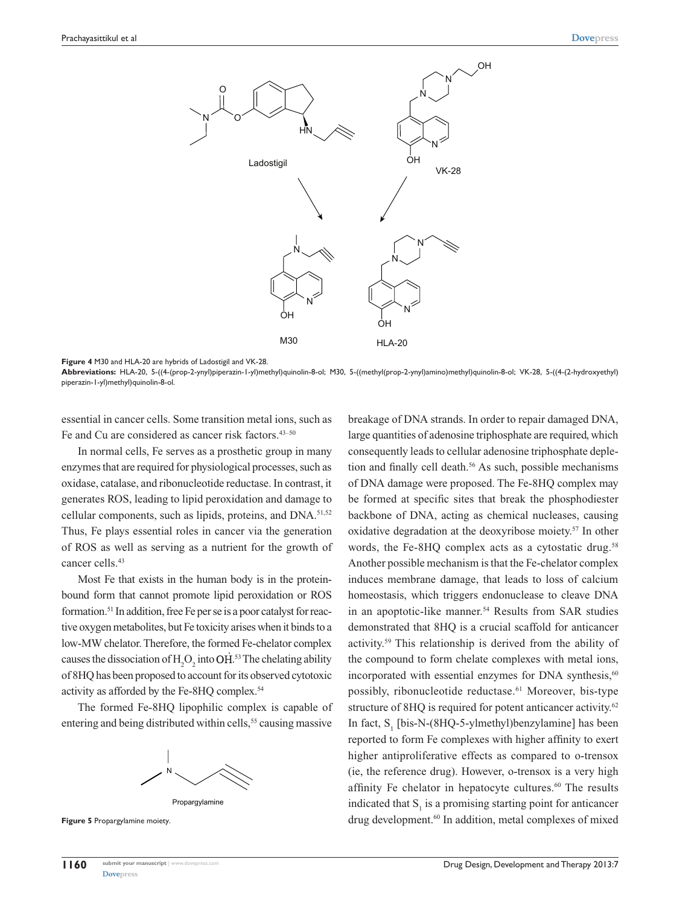**Figure 4** M30 and HLA-20 are hybrids of Ladostigil and VK-28.

**Abbreviations:** HLA-20, 5-((4-(prop-2-ynyl)piperazin-1-yl)methyl)quinolin-8-ol; M30, 5-((methyl(prop-2-ynyl)amino)methyl)quinolin-8-ol; VK-28, 5-((4-(2-hydroxyethyl)piperazin-1-yl)methyl)quinolin-8-ol.

essential in cancer cells. Some transition metal ions, such as Fe and Cu are considered as cancer risk factors.[43–50]

In normal cells, Fe serves as a prosthetic group in many enzymes that are required for physiological processes, such as oxidase, catalase, and ribonucleotide reductase. In contrast, it generates ROS, leading to lipid peroxidation and damage to cellular components, such as lipids, proteins, and DNA.[51,52] Thus, Fe plays essential roles in cancer via the generation of ROS as well as serving as a nutrient for the growth of cancer cells.[43]

Most Fe that exists in the human body is in the protein-bound form that cannot promote lipid peroxidation or ROS formation.[51] In addition, free Fe per se is a poor catalyst for reactive oxygen metabolites, but Fe toxicity arises when it binds to a low-MW chelator. Therefore, the formed Fe-chelator complex causes the dissociation of $H_2O_2$ into $\dot{OH}$.[53] The chelating ability of 8HQ has been proposed to account for its observed cytotoxic activity as afforded by the Fe-8HQ complex.[54]

The formed Fe-8HQ lipophilic complex is capable of entering and being distributed within cells,[55] causing massive breakage of DNA strands. In order to repair damaged DNA, large quantities of adenosine triphosphate are required, which consequently leads to cellular adenosine triphosphate depletion and finally cell death.[56] As such, possible mechanisms of DNA damage were proposed. The Fe-8HQ complex may be formed at specific sites that break the phosphodiester backbone of DNA, acting as chemical nucleases, causing oxidative degradation at the deoxyribose moiety.[57] In other words, the Fe-8HQ complex acts as a cytostatic drug.[58] Another possible mechanism is that the Fe-chelator complex induces membrane damage, that leads to loss of calcium homeostasis, which triggers endonuclease to cleave DNA in an apoptotic-like manner.[54] Results from SAR studies demonstrated that 8HQ is a crucial scaffold for anticancer activity.[59] This relationship is derived from the ability of the compound to form chelate complexes with metal ions, incorporated with essential enzymes for DNA synthesis,[60] possibly, ribonucleotide reductase.[61] Moreover, bis-type structure of 8HQ is required for potent anticancer activity.[62] In fact, $S_1$ [bis-N-(8HQ-5-ylmethyl)benzylamine] has been reported to form Fe complexes with higher affinity to exert higher antiproliferative effects as compared to o-trensox (ie, the reference drug). However, o-trensox is a very high affinity Fe chelator in hepatocyte cultures.[60] The results indicated that $S_1$ is a promising starting point for anticancer drug development.[60] In addition, metal complexes of mixed

**Figure 5** Propargylamine moiety.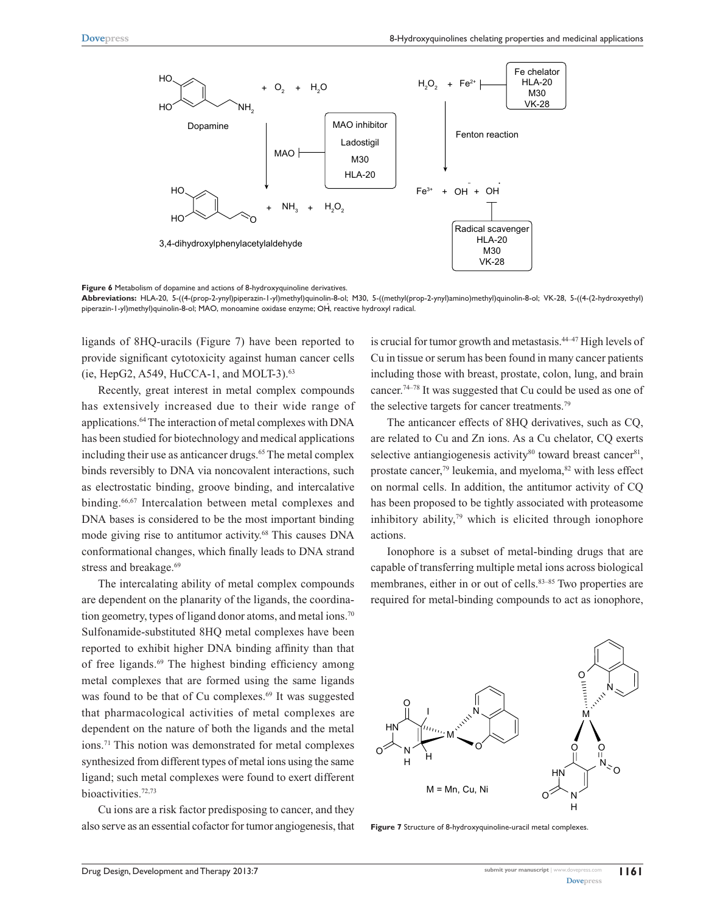Figure 6 Metabolism of dopamine and actions of 8-hydroxyquinoline derivatives.

**Abbreviations:** HLA-20, 5-((4-(prop-2-ynyl)piperazin-1-yl)methyl)quinolin-8-ol; M30, 5-((methyl(prop-2-ynyl)amino)methyl)quinolin-8-ol; VK-28, 5-((4-(2-hydroxyethyl) piperazin-1-yl)methyl)quinolin-8-ol; MAO, monoamine oxidase enzyme; OḢ, reactive hydroxyl radical.

ligands of 8HQ-uracils (Figure 7) have been reported to provide significant cytotoxicity against human cancer cells (ie, HepG2, A549, HuCCA-1, and MOLT-3).[63]

Recently, great interest in metal complex compounds has extensively increased due to their wide range of applications.[64] The interaction of metal complexes with DNA has been studied for biotechnology and medical applications including their use as anticancer drugs.[65] The metal complex binds reversibly to DNA via noncovalent interactions, such as electrostatic binding, groove binding, and intercalative binding.[66,67] Intercalation between metal complexes and DNA bases is considered to be the most important binding mode giving rise to antitumor activity.[68] This causes DNA conformational changes, which finally leads to DNA strand stress and breakage.[69]

The intercalating ability of metal complex compounds are dependent on the planarity of the ligands, the coordination geometry, types of ligand donor atoms, and metal ions.[70] Sulfonamide-substituted 8HQ metal complexes have been reported to exhibit higher DNA binding affinity than that of free ligands.[69] The highest binding efficiency among metal complexes that are formed using the same ligands was found to be that of Cu complexes.[69] It was suggested that pharmacological activities of metal complexes are dependent on the nature of both the ligands and the metal ions.[71] This notion was demonstrated for metal complexes synthesized from different types of metal ions using the same ligand; such metal complexes were found to exert different bioactivities.[72,73]

Cu ions are a risk factor predisposing to cancer, and they also serve as an essential cofactor for tumor angiogenesis, that is crucial for tumor growth and metastasis.[44–47] High levels of Cu in tissue or serum has been found in many cancer patients including those with breast, prostate, colon, lung, and brain cancer.[74–78] It was suggested that Cu could be used as one of the selective targets for cancer treatments.[79]

The anticancer effects of 8HQ derivatives, such as CQ, are related to Cu and Zn ions. As a Cu chelator, CQ exerts selective antiangiogenesis activity[80] toward breast cancer[81], prostate cancer,[79] leukemia, and myeloma,[82] with less effect on normal cells. In addition, the antitumor activity of CQ has been proposed to be tightly associated with proteasome inhibitory ability,[79] which is elicited through ionophore actions.

Ionophore is a subset of metal-binding drugs that are capable of transferring multiple metal ions across biological membranes, either in or out of cells.[83–85] Two properties are required for metal-binding compounds to act as ionophore,

Figure 7 Structure of 8-hydroxyquinoline-uracil metal complexes.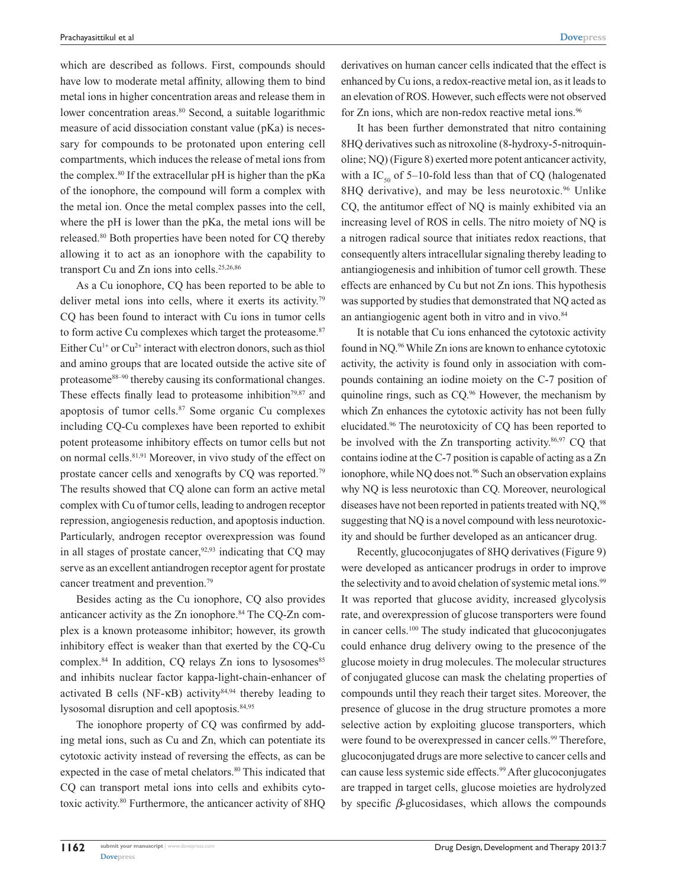which are described as follows. First, compounds should have low to moderate metal affinity, allowing them to bind metal ions in higher concentration areas and release them in lower concentration areas.[80] Second, a suitable logarithmic measure of acid dissociation constant value (pKa) is necessary for compounds to be protonated upon entering cell compartments, which induces the release of metal ions from the complex.[80] If the extracellular pH is higher than the pKa of the ionophore, the compound will form a complex with the metal ion. Once the metal complex passes into the cell, where the pH is lower than the pKa, the metal ions will be released.[80] Both properties have been noted for CQ thereby allowing it to act as an ionophore with the capability to transport Cu and Zn ions into cells.[25,26,86]

As a Cu ionophore, CQ has been reported to be able to deliver metal ions into cells, where it exerts its activity.[79] CQ has been found to interact with Cu ions in tumor cells to form active Cu complexes which target the proteasome.[87] Either $Cu^{1+}$ or $Cu^{2+}$ interact with electron donors, such as thiol and amino groups that are located outside the active site of proteasome[88–90] thereby causing its conformational changes. These effects finally lead to proteasome inhibition[79,87] and apoptosis of tumor cells.[87] Some organic Cu complexes including CQ-Cu complexes have been reported to exhibit potent proteasome inhibitory effects on tumor cells but not on normal cells.[81,91] Moreover, in vivo study of the effect on prostate cancer cells and xenografts by CQ was reported.[79] The results showed that CQ alone can form an active metal complex with Cu of tumor cells, leading to androgen receptor repression, angiogenesis reduction, and apoptosis induction. Particularly, androgen receptor overexpression was found in all stages of prostate cancer,[92,93] indicating that CQ may serve as an excellent antiandrogen receptor agent for prostate cancer treatment and prevention.[79]

Besides acting as the Cu ionophore, CQ also provides anticancer activity as the Zn ionophore.[84] The CQ-Zn complex is a known proteasome inhibitor; however, its growth inhibitory effect is weaker than that exerted by the CQ-Cu complex.[84] In addition, CQ relays Zn ions to lysosomes[85] and inhibits nuclear factor kappa-light-chain-enhancer of activated B cells (NF-κB) activity[84,94] thereby leading to lysosomal disruption and cell apoptosis.[84,95]

The ionophore property of CQ was confirmed by adding metal ions, such as Cu and Zn, which can potentiate its cytotoxic activity instead of reversing the effects, as can be expected in the case of metal chelators.[80] This indicated that CQ can transport metal ions into cells and exhibits cytotoxic activity.[80] Furthermore, the anticancer activity of 8HQ derivatives on human cancer cells indicated that the effect is enhanced by Cu ions, a redox-reactive metal ion, as it leads to an elevation of ROS. However, such effects were not observed for Zn ions, which are non-redox reactive metal ions.[96]

It has been further demonstrated that nitro containing 8HQ derivatives such as nitroxoline (8-hydroxy-5-nitroquinoline; NQ) (Figure 8) exerted more potent anticancer activity, with a $IC_{50}$ of 5–10-fold less than that of CQ (halogenated 8HQ derivative), and may be less neurotoxic.[96] Unlike CQ, the antitumor effect of NQ is mainly exhibited via an increasing level of ROS in cells. The nitro moiety of NQ is a nitrogen radical source that initiates redox reactions, that consequently alters intracellular signaling thereby leading to antiangiogenesis and inhibition of tumor cell growth. These effects are enhanced by Cu but not Zn ions. This hypothesis was supported by studies that demonstrated that NQ acted as an antiangiogenic agent both in vitro and in vivo.[84]

It is notable that Cu ions enhanced the cytotoxic activity found in NQ.[96] While Zn ions are known to enhance cytotoxic activity, the activity is found only in association with compounds containing an iodine moiety on the C-7 position of quinoline rings, such as CQ.[96] However, the mechanism by which Zn enhances the cytotoxic activity has not been fully elucidated.[96] The neurotoxicity of CQ has been reported to be involved with the Zn transporting activity.[86,97] CQ that contains iodine at the C-7 position is capable of acting as a Zn ionophore, while NQ does not.[96] Such an observation explains why NQ is less neurotoxic than CQ. Moreover, neurological diseases have not been reported in patients treated with NQ,[98] suggesting that NQ is a novel compound with less neurotoxicity and should be further developed as an anticancer drug.

Recently, glucoconjugates of 8HQ derivatives (Figure 9) were developed as anticancer prodrugs in order to improve the selectivity and to avoid chelation of systemic metal ions.[99] It was reported that glucose avidity, increased glycolysis rate, and overexpression of glucose transporters were found in cancer cells.[100] The study indicated that glucoconjugates could enhance drug delivery owing to the presence of the glucose moiety in drug molecules. The molecular structures of conjugated glucose can mask the chelating properties of compounds until they reach their target sites. Moreover, the presence of glucose in the drug structure promotes a more selective action by exploiting glucose transporters, which were found to be overexpressed in cancer cells.[99] Therefore, glucoconjugated drugs are more selective to cancer cells and can cause less systemic side effects.[99] After glucoconjugates are trapped in target cells, glucose moieties are hydrolyzed by specific $\beta$-glucosidases, which allows the compounds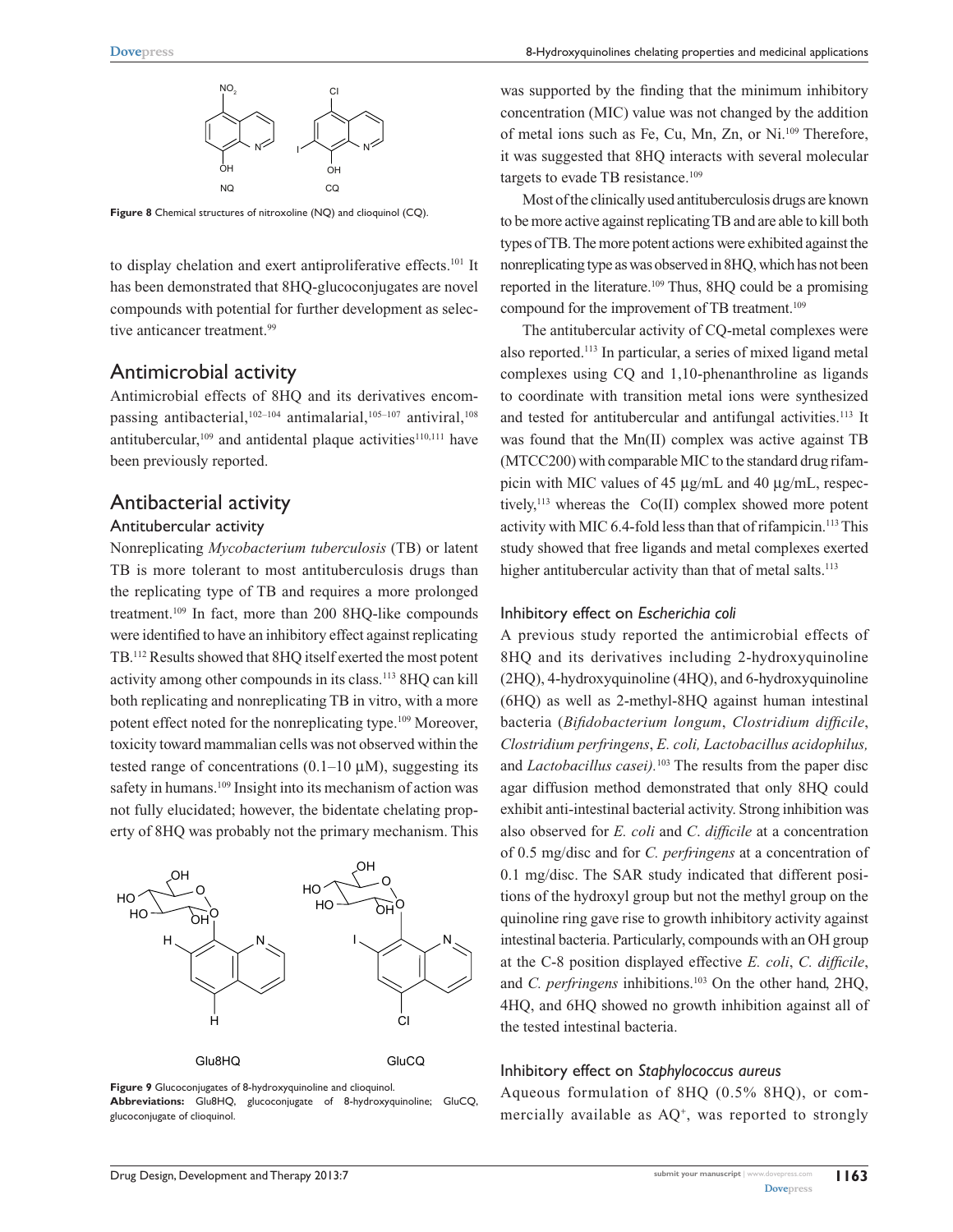Figure 8 Chemical structures of nitroxoline (NQ) and clioquinol (CQ).

to display chelation and exert antiproliferative effects.[101] It has been demonstrated that 8HQ-glucoconjugates are novel compounds with potential for further development as selective anticancer treatment.[99]

## Antimicrobial activity

Antimicrobial effects of 8HQ and its derivatives encompassing antibacterial,[102–104] antimalarial,[105–107] antiviral,[108] antitubercular,[109] and antidental plaque activities[110,111] have been previously reported.

## Antibacterial activity

### Antitubercular activity

Nonreplicating *Mycobacterium tuberculosis* (TB) or latent TB is more tolerant to most antituberculosis drugs than the replicating type of TB and requires a more prolonged treatment.[109] In fact, more than 200 8HQ-like compounds were identified to have an inhibitory effect against replicating TB.[112] Results showed that 8HQ itself exerted the most potent activity among other compounds in its class.[113] 8HQ can kill both replicating and nonreplicating TB in vitro, with a more potent effect noted for the nonreplicating type.[109] Moreover, toxicity toward mammalian cells was not observed within the tested range of concentrations (0.1–10 μM), suggesting its safety in humans.[109] Insight into its mechanism of action was not fully elucidated; however, the bidentate chelating property of 8HQ was probably not the primary mechanism. This was supported by the finding that the minimum inhibitory concentration (MIC) value was not changed by the addition of metal ions such as Fe, Cu, Mn, Zn, or Ni.[109] Therefore, it was suggested that 8HQ interacts with several molecular targets to evade TB resistance.[109]

Most of the clinically used antituberculosis drugs are known to be more active against replicating TB and are able to kill both types of TB. The more potent actions were exhibited against the nonreplicating type as was observed in 8HQ, which has not been reported in the literature.[109] Thus, 8HQ could be a promising compound for the improvement of TB treatment.[109]

The antitubercular activity of CQ-metal complexes were also reported.[113] In particular, a series of mixed ligand metal complexes using CQ and 1,10-phenanthroline as ligands to coordinate with transition metal ions were synthesized and tested for antitubercular and antifungal activities.[113] It was found that the Mn(II) complex was active against TB (MTCC200) with comparable MIC to the standard drug rifampicin with MIC values of 45 μg/mL and 40 μg/mL, respectively,[113] whereas the Co(II) complex showed more potent activity with MIC 6.4-fold less than that of rifampicin.[113] This study showed that free ligands and metal complexes exerted higher antitubercular activity than that of metal salts.[113]

Figure 9 Glucoconjugates of 8-hydroxyquinoline and clioquinol.
**Abbreviations:** Glu8HQ, glucoconjugate of 8-hydroxyquinoline; GluCQ, glucoconjugate of clioquinol.

### Inhibitory effect on *Escherichia coli*

A previous study reported the antimicrobial effects of 8HQ and its derivatives including 2-hydroxyquinoline (2HQ), 4-hydroxyquinoline (4HQ), and 6-hydroxyquinoline (6HQ) as well as 2-methyl-8HQ against human intestinal bacteria (*Bifidobacterium longum*, *Clostridium difficile*, *Clostridium perfringens*, *E. coli, Lactobacillus acidophilus,* and *Lactobacillus casei).*[103] The results from the paper disc agar diffusion method demonstrated that only 8HQ could exhibit anti-intestinal bacterial activity. Strong inhibition was also observed for *E. coli* and *C. difficile* at a concentration of 0.5 mg/disc and for *C. perfringens* at a concentration of 0.1 mg/disc. The SAR study indicated that different positions of the hydroxyl group but not the methyl group on the quinoline ring gave rise to growth inhibitory activity against intestinal bacteria. Particularly, compounds with an OH group at the C-8 position displayed effective *E. coli*, *C. difficile*, and *C. perfringens* inhibitions.[103] On the other hand, 2HQ, 4HQ, and 6HQ showed no growth inhibition against all of the tested intestinal bacteria.

### Inhibitory effect on *Staphylococcus aureus*

Aqueous formulation of 8HQ (0.5% 8HQ), or commercially available as AQ$^+$, was reported to strongly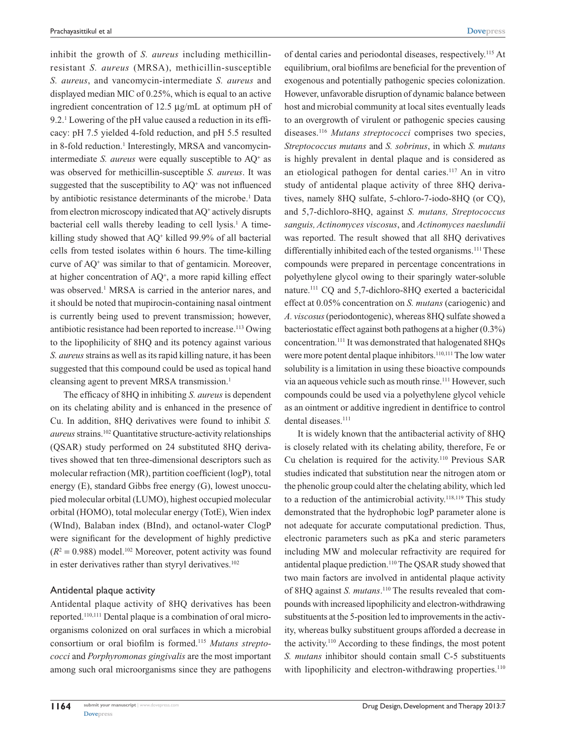inhibit the growth of *S. aureus* including methicillin-resistant *S. aureus* (MRSA), methicillin-susceptible *S. aureus*, and vancomycin-intermediate *S. aureus* and displayed median MIC of 0.25%, which is equal to an active ingredient concentration of 12.5 µg/mL at optimum pH of 9.2.[1] Lowering of the pH value caused a reduction in its efficacy: pH 7.5 yielded 4-fold reduction, and pH 5.5 resulted in 8-fold reduction.[1] Interestingly, MRSA and vancomycin-intermediate *S. aureus* were equally susceptible to $AQ^+$ as was observed for methicillin-susceptible *S. aureus*. It was suggested that the susceptibility to $AQ^+$ was not influenced by antibiotic resistance determinants of the microbe.[1] Data from electron microscopy indicated that $AQ^+$ actively disrupts bacterial cell walls thereby leading to cell lysis.[1] A time-killing study showed that $AQ^+$ killed 99.9% of all bacterial cells from tested isolates within 6 hours. The time-killing curve of $AQ^+$ was similar to that of gentamicin. Moreover, at higher concentration of $AQ^+$, a more rapid killing effect was observed.[1] MRSA is carried in the anterior nares, and it should be noted that mupirocin-containing nasal ointment is currently being used to prevent transmission; however, antibiotic resistance had been reported to increase.[113] Owing to the lipophilicity of 8HQ and its potency against various *S. aureus* strains as well as its rapid killing nature, it has been suggested that this compound could be used as topical hand cleansing agent to prevent MRSA transmission.[1]

The efficacy of 8HQ in inhibiting *S. aureus* is dependent on its chelating ability and is enhanced in the presence of Cu. In addition, 8HQ derivatives were found to inhibit *S. aureus* strains.[102] Quantitative structure-activity relationships (QSAR) study performed on 24 substituted 8HQ derivatives showed that ten three-dimensional descriptors such as molecular refraction (MR), partition coefficient (logP), total energy (E), standard Gibbs free energy (G), lowest unoccupied molecular orbital (LUMO), highest occupied molecular orbital (HOMO), total molecular energy (TotE), Wien index (WInd), Balaban index (BInd), and octanol-water ClogP were significant for the development of highly predictive ($R^2 = 0.988$) model.[102] Moreover, potent activity was found in ester derivatives rather than styryl derivatives.[102]

## Antidental plaque activity

Antidental plaque activity of 8HQ derivatives has been reported.[110,111] Dental plaque is a combination of oral microorganisms colonized on oral surfaces in which a microbial consortium or oral biofilm is formed.[115] *Mutans streptococci* and *Porphyromonas gingivalis* are the most important among such oral microorganisms since they are pathogens of dental caries and periodontal diseases, respectively.[115] At equilibrium, oral biofilms are beneficial for the prevention of exogenous and potentially pathogenic species colonization. However, unfavorable disruption of dynamic balance between host and microbial community at local sites eventually leads to an overgrowth of virulent or pathogenic species causing diseases.[116] *Mutans streptococci* comprises two species, *Streptococcus mutans* and *S. sobrinus*, in which *S. mutans* is highly prevalent in dental plaque and is considered as an etiological pathogen for dental caries.[117] An in vitro study of antidental plaque activity of three 8HQ derivatives, namely 8HQ sulfate, 5-chloro-7-iodo-8HQ (or CQ), and 5,7-dichloro-8HQ, against *S. mutans, Streptococcus sanguis, Actinomyces viscosus*, and *Actinomyces naeslundii* was reported. The result showed that all 8HQ derivatives differentially inhibited each of the tested organisms.[111] These compounds were prepared in percentage concentrations in polyethylene glycol owing to their sparingly water-soluble nature.[111] CQ and 5,7-dichloro-8HQ exerted a bactericidal effect at 0.05% concentration on *S. mutans* (cariogenic) and *A. viscosus* (periodontogenic), whereas 8HQ sulfate showed a bacteriostatic effect against both pathogens at a higher (0.3%) concentration.[111] It was demonstrated that halogenated 8HQs were more potent dental plaque inhibitors.[110,111] The low water solubility is a limitation in using these bioactive compounds via an aqueous vehicle such as mouth rinse.[111] However, such compounds could be used via a polyethylene glycol vehicle as an ointment or additive ingredient in dentifrice to control dental diseases.[111]

It is widely known that the antibacterial activity of 8HQ is closely related with its chelating ability, therefore, Fe or Cu chelation is required for the activity.[110] Previous SAR studies indicated that substitution near the nitrogen atom or the phenolic group could alter the chelating ability, which led to a reduction of the antimicrobial activity.[118,119] This study demonstrated that the hydrophobic logP parameter alone is not adequate for accurate computational prediction. Thus, electronic parameters such as pKa and steric parameters including MW and molecular refractivity are required for antidental plaque prediction.[110] The QSAR study showed that two main factors are involved in antidental plaque activity of 8HQ against *S. mutans*.[110] The results revealed that compounds with increased lipophilicity and electron-withdrawing substituents at the 5-position led to improvements in the activity, whereas bulky substituent groups afforded a decrease in the activity.[110] According to these findings, the most potent *S. mutans* inhibitor should contain small C-5 substituents with lipophilicity and electron-withdrawing properties.[110]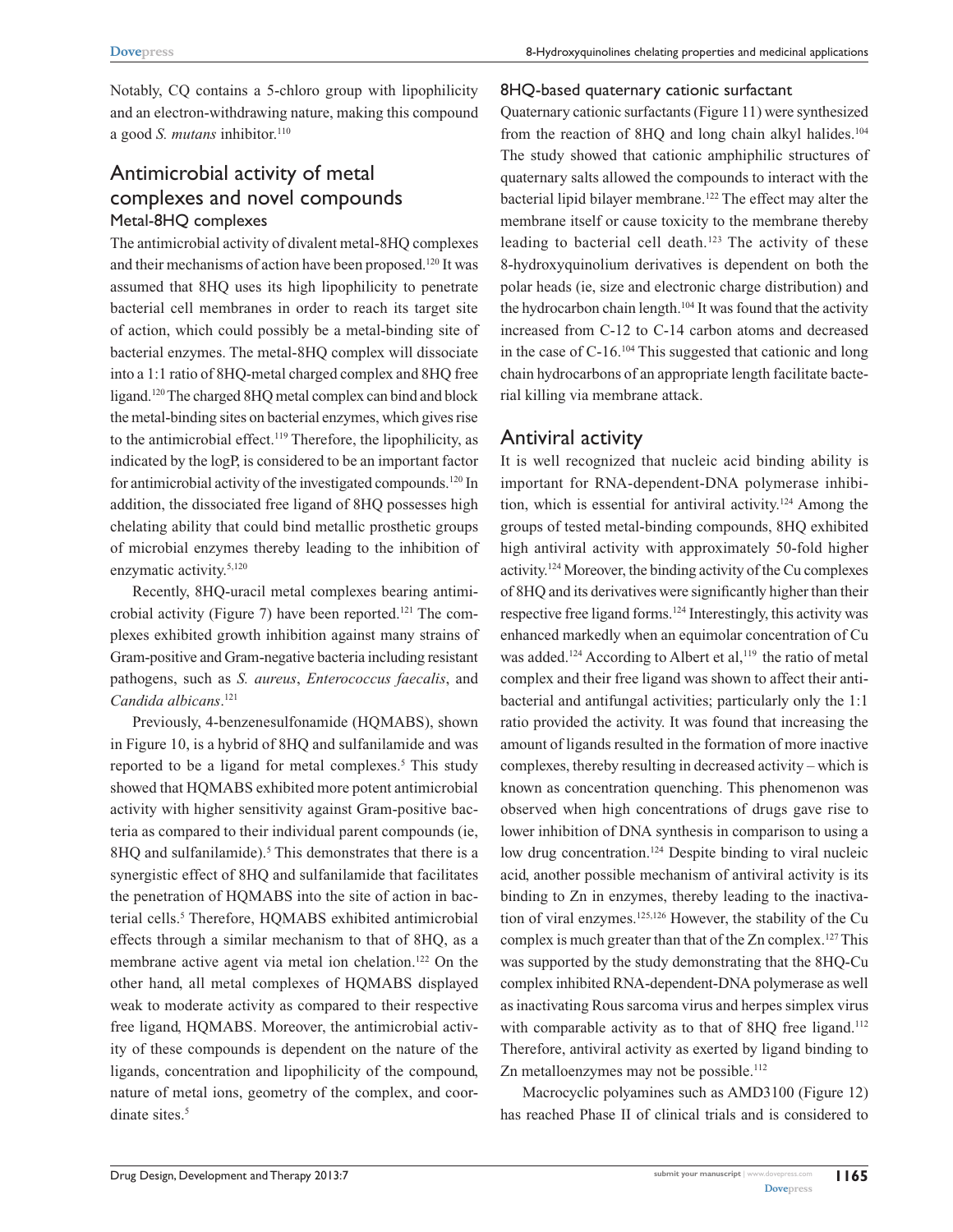Notably, CQ contains a 5-chloro group with lipophilicity and an electron-withdrawing nature, making this compound a good *S. mutans* inhibitor.[110]

## Antimicrobial activity of metal complexes and novel compounds

### Metal-8HQ complexes

The antimicrobial activity of divalent metal-8HQ complexes and their mechanisms of action have been proposed.[120] It was assumed that 8HQ uses its high lipophilicity to penetrate bacterial cell membranes in order to reach its target site of action, which could possibly be a metal-binding site of bacterial enzymes. The metal-8HQ complex will dissociate into a 1:1 ratio of 8HQ-metal charged complex and 8HQ free ligand.[120] The charged 8HQ metal complex can bind and block the metal-binding sites on bacterial enzymes, which gives rise to the antimicrobial effect.[119] Therefore, the lipophilicity, as indicated by the logP, is considered to be an important factor for antimicrobial activity of the investigated compounds.[120] In addition, the dissociated free ligand of 8HQ possesses high chelating ability that could bind metallic prosthetic groups of microbial enzymes thereby leading to the inhibition of enzymatic activity.[5,120]

Recently, 8HQ-uracil metal complexes bearing antimicrobial activity (Figure 7) have been reported.[121] The complexes exhibited growth inhibition against many strains of Gram-positive and Gram-negative bacteria including resistant pathogens, such as *S. aureus*, *Enterococcus faecalis*, and *Candida albicans*.[121]

Previously, 4-benzenesulfonamide (HQMABS), shown in Figure 10, is a hybrid of 8HQ and sulfanilamide and was reported to be a ligand for metal complexes.[5] This study showed that HQMABS exhibited more potent antimicrobial activity with higher sensitivity against Gram-positive bacteria as compared to their individual parent compounds (ie, 8HQ and sulfanilamide).[5] This demonstrates that there is a synergistic effect of 8HQ and sulfanilamide that facilitates the penetration of HQMABS into the site of action in bacterial cells.[5] Therefore, HQMABS exhibited antimicrobial effects through a similar mechanism to that of 8HQ, as a membrane active agent via metal ion chelation.[122] On the other hand, all metal complexes of HQMABS displayed weak to moderate activity as compared to their respective free ligand, HQMABS. Moreover, the antimicrobial activity of these compounds is dependent on the nature of the ligands, concentration and lipophilicity of the compound, nature of metal ions, geometry of the complex, and coordinate sites.[5]

### 8HQ-based quaternary cationic surfactant

Quaternary cationic surfactants (Figure 11) were synthesized from the reaction of 8HQ and long chain alkyl halides.[104] The study showed that cationic amphiphilic structures of quaternary salts allowed the compounds to interact with the bacterial lipid bilayer membrane.[122] The effect may alter the membrane itself or cause toxicity to the membrane thereby leading to bacterial cell death.[123] The activity of these 8-hydroxyquinolium derivatives is dependent on both the polar heads (ie, size and electronic charge distribution) and the hydrocarbon chain length.[104] It was found that the activity increased from C-12 to C-14 carbon atoms and decreased in the case of C-16.[104] This suggested that cationic and long chain hydrocarbons of an appropriate length facilitate bacterial killing via membrane attack.

## Antiviral activity

It is well recognized that nucleic acid binding ability is important for RNA-dependent-DNA polymerase inhibition, which is essential for antiviral activity.[124] Among the groups of tested metal-binding compounds, 8HQ exhibited high antiviral activity with approximately 50-fold higher activity.[124] Moreover, the binding activity of the Cu complexes of 8HQ and its derivatives were significantly higher than their respective free ligand forms.[124] Interestingly, this activity was enhanced markedly when an equimolar concentration of Cu was added.[124] According to Albert et al,[119] the ratio of metal complex and their free ligand was shown to affect their antibacterial and antifungal activities; particularly only the 1:1 ratio provided the activity. It was found that increasing the amount of ligands resulted in the formation of more inactive complexes, thereby resulting in decreased activity – which is known as concentration quenching. This phenomenon was observed when high concentrations of drugs gave rise to lower inhibition of DNA synthesis in comparison to using a low drug concentration.[124] Despite binding to viral nucleic acid, another possible mechanism of antiviral activity is its binding to Zn in enzymes, thereby leading to the inactivation of viral enzymes.[125,126] However, the stability of the Cu complex is much greater than that of the Zn complex.[127] This was supported by the study demonstrating that the 8HQ-Cu complex inhibited RNA-dependent-DNA polymerase as well as inactivating Rous sarcoma virus and herpes simplex virus with comparable activity as to that of 8HQ free ligand.[112] Therefore, antiviral activity as exerted by ligand binding to Zn metalloenzymes may not be possible.[112]

Macrocyclic polyamines such as AMD3100 (Figure 12) has reached Phase II of clinical trials and is considered to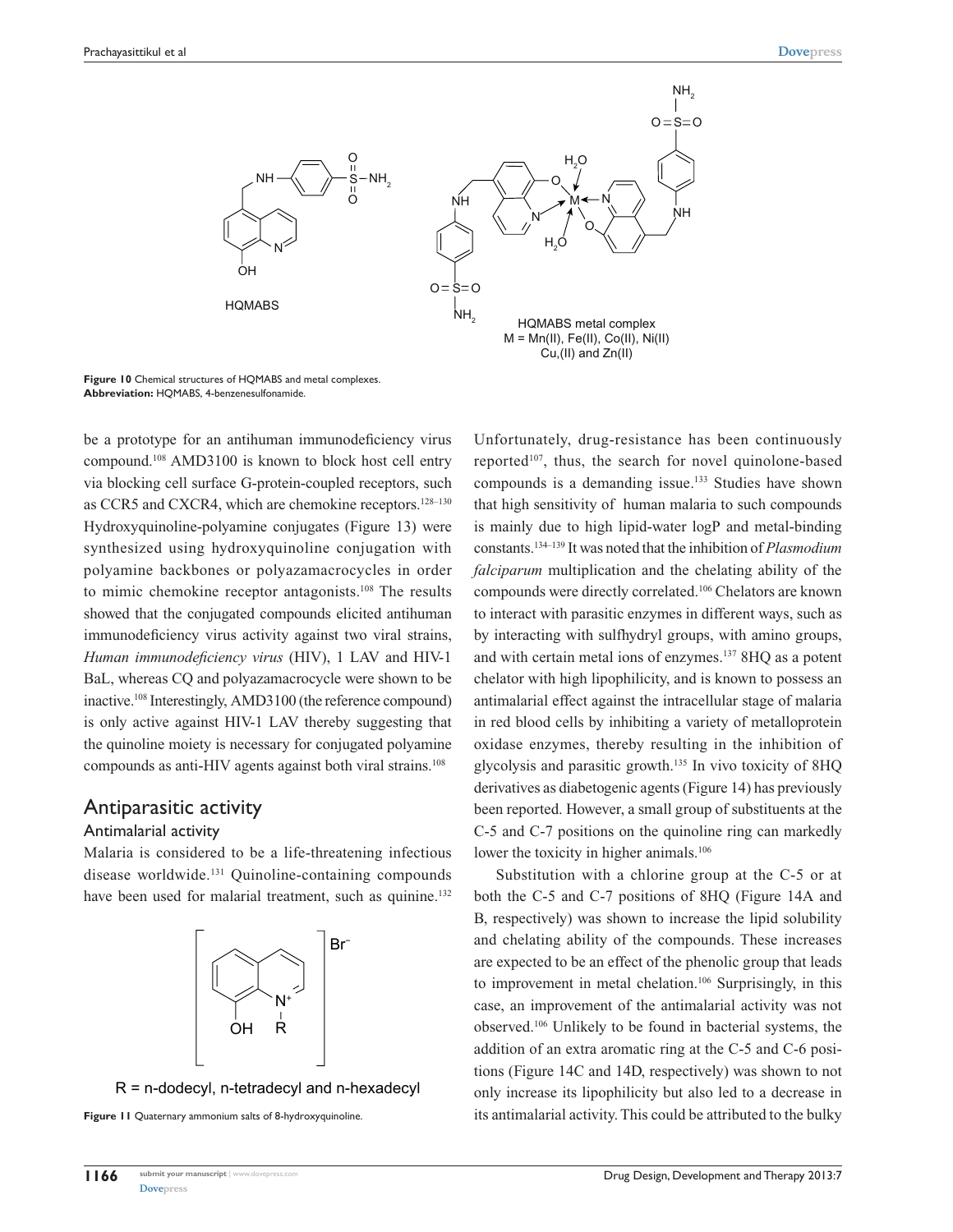Figure 10 Chemical structures of HQMABS and metal complexes.
**Abbreviation:** HQMABS, 4-benzenesulfonamide.

be a prototype for an antihuman immunodeficiency virus compound.[108] AMD3100 is known to block host cell entry via blocking cell surface G-protein-coupled receptors, such as CCR5 and CXCR4, which are chemokine receptors.[128–130] Hydroxyquinoline-polyamine conjugates (Figure 13) were synthesized using hydroxyquinoline conjugation with polyamine backbones or polyazamacrocycles in order to mimic chemokine receptor antagonists.[108] The results showed that the conjugated compounds elicited antihuman immunodeficiency virus activity against two viral strains, *Human immunodeficiency virus* (HIV), 1 LAV and HIV-1 BaL, whereas CQ and polyazamacrocycle were shown to be inactive.[108] Interestingly, AMD3100 (the reference compound) is only active against HIV-1 LAV thereby suggesting that the quinoline moiety is necessary for conjugated polyamine compounds as anti-HIV agents against both viral strains.[108]

## Antiparasitic activity

### Antimalarial activity

Malaria is considered to be a life-threatening infectious disease worldwide.[131] Quinoline-containing compounds have been used for malarial treatment, such as quinine.[132]

R = n-dodecyl, n-tetradecyl and n-hexadecyl

Figure 11 Quaternary ammonium salts of 8-hydroxyquinoline.

Unfortunately, drug-resistance has been continuously reported[107], thus, the search for novel quinolone-based compounds is a demanding issue.[133] Studies have shown that high sensitivity of human malaria to such compounds is mainly due to high lipid-water logP and metal-binding constants.[134–139] It was noted that the inhibition of *Plasmodium falciparum* multiplication and the chelating ability of the compounds were directly correlated.[106] Chelators are known to interact with parasitic enzymes in different ways, such as by interacting with sulfhydryl groups, with amino groups, and with certain metal ions of enzymes.[137] 8HQ as a potent chelator with high lipophilicity, and is known to possess an antimalarial effect against the intracellular stage of malaria in red blood cells by inhibiting a variety of metalloprotein oxidase enzymes, thereby resulting in the inhibition of glycolysis and parasitic growth.[135] In vivo toxicity of 8HQ derivatives as diabetogenic agents (Figure 14) has previously been reported. However, a small group of substituents at the C-5 and C-7 positions on the quinoline ring can markedly lower the toxicity in higher animals.[106]

Substitution with a chlorine group at the C-5 or at both the C-5 and C-7 positions of 8HQ (Figure 14A and B, respectively) was shown to increase the lipid solubility and chelating ability of the compounds. These increases are expected to be an effect of the phenolic group that leads to improvement in metal chelation.[106] Surprisingly, in this case, an improvement of the antimalarial activity was not observed.[106] Unlikely to be found in bacterial systems, the addition of an extra aromatic ring at the C-5 and C-6 positions (Figure 14C and 14D, respectively) was shown to not only increase its lipophilicity but also led to a decrease in its antimalarial activity. This could be attributed to the bulky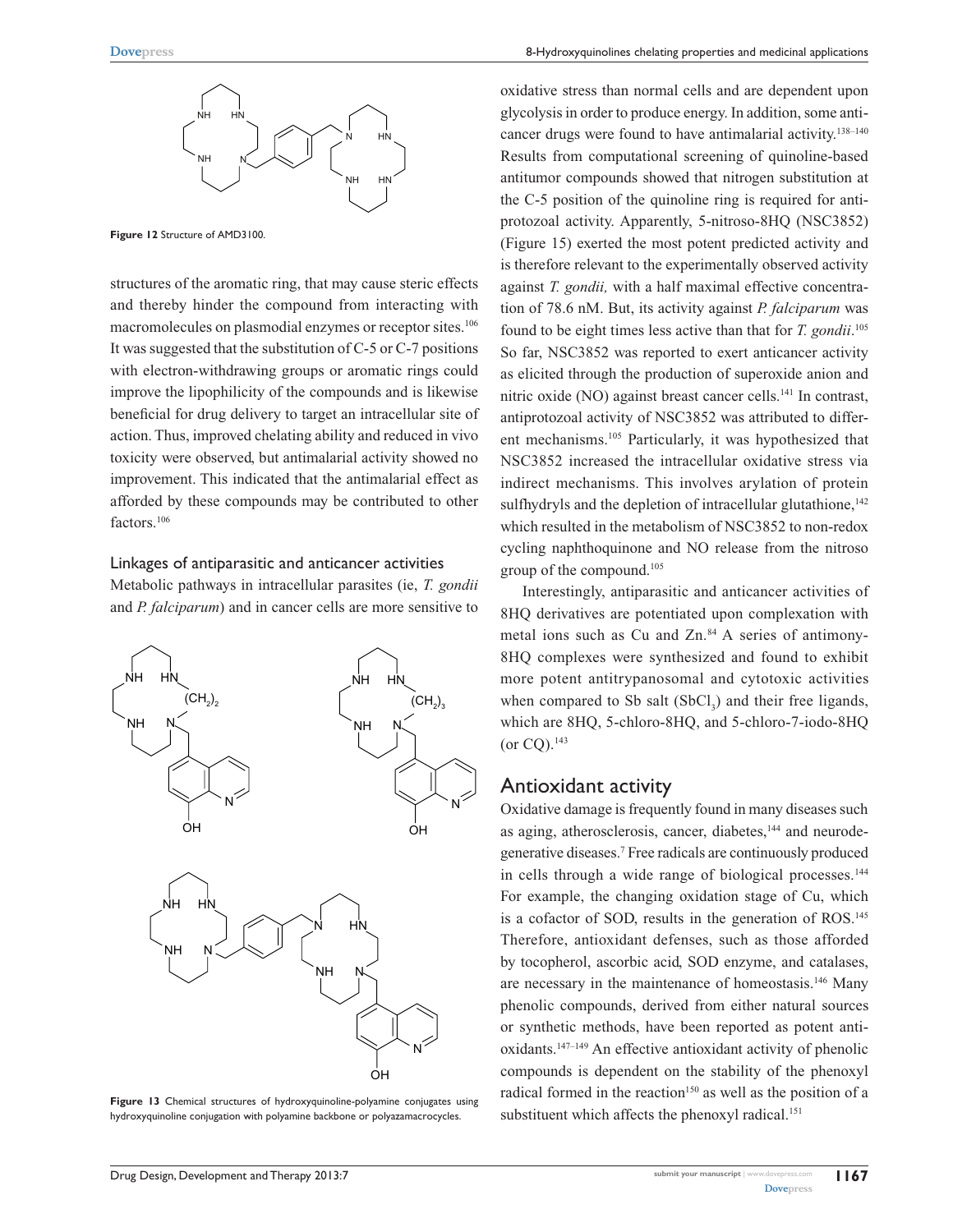**Figure 12** Structure of AMD3100.

structures of the aromatic ring, that may cause steric effects and thereby hinder the compound from interacting with macromolecules on plasmodial enzymes or receptor sites.[106] It was suggested that the substitution of C-5 or C-7 positions with electron-withdrawing groups or aromatic rings could improve the lipophilicity of the compounds and is likewise beneficial for drug delivery to target an intracellular site of action. Thus, improved chelating ability and reduced in vivo toxicity were observed, but antimalarial activity showed no improvement. This indicated that the antimalarial effect as afforded by these compounds may be contributed to other factors.[106]

### Linkages of antiparasitic and anticancer activities

Metabolic pathways in intracellular parasites (ie, *T. gondii* and *P. falciparum*) and in cancer cells are more sensitive to oxidative stress than normal cells and are dependent upon glycolysis in order to produce energy. In addition, some anticancer drugs were found to have antimalarial activity.[138–140] Results from computational screening of quinoline-based antitumor compounds showed that nitrogen substitution at the C-5 position of the quinoline ring is required for antiprotozoal activity. Apparently, 5-nitroso-8HQ (NSC3852) (Figure 15) exerted the most potent predicted activity and is therefore relevant to the experimentally observed activity against *T. gondii,* with a half maximal effective concentration of 78.6 nM. But, its activity against *P. falciparum* was found to be eight times less active than that for *T. gondii*.[105] So far, NSC3852 was reported to exert anticancer activity as elicited through the production of superoxide anion and nitric oxide (NO) against breast cancer cells.[141] In contrast, antiprotozoal activity of NSC3852 was attributed to different mechanisms.[105] Particularly, it was hypothesized that NSC3852 increased the intracellular oxidative stress via indirect mechanisms. This involves arylation of protein sulfhydryls and the depletion of intracellular glutathione,[142] which resulted in the metabolism of NSC3852 to non-redox cycling naphthoquinone and NO release from the nitroso group of the compound.[105]

Interestingly, antiparasitic and anticancer activities of 8HQ derivatives are potentiated upon complexation with metal ions such as Cu and Zn.[84] A series of antimony-8HQ complexes were synthesized and found to exhibit more potent antitrypanosomal and cytotoxic activities when compared to Sb salt ($SbCl_3$) and their free ligands, which are 8HQ, 5-chloro-8HQ, and 5-chloro-7-iodo-8HQ (or CQ).[143]

**Figure 13** Chemical structures of hydroxyquinoline-polyamine conjugates using hydroxyquinoline conjugation with polyamine backbone or polyazamacrocycles.

## Antioxidant activity

Oxidative damage is frequently found in many diseases such as aging, atherosclerosis, cancer, diabetes,[144] and neurodegenerative diseases.[7] Free radicals are continuously produced in cells through a wide range of biological processes.[144] For example, the changing oxidation stage of Cu, which is a cofactor of SOD, results in the generation of ROS.[145] Therefore, antioxidant defenses, such as those afforded by tocopherol, ascorbic acid, SOD enzyme, and catalases, are necessary in the maintenance of homeostasis.[146] Many phenolic compounds, derived from either natural sources or synthetic methods, have been reported as potent antioxidants.[147–149] An effective antioxidant activity of phenolic compounds is dependent on the stability of the phenoxyl radical formed in the reaction[150] as well as the position of a substituent which affects the phenoxyl radical.[151]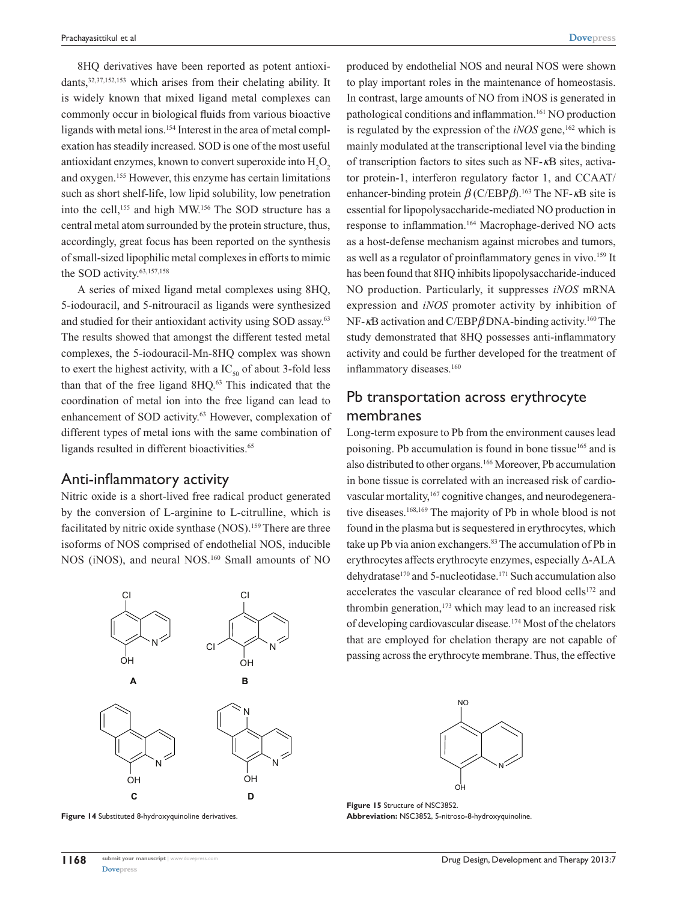8HQ derivatives have been reported as potent antioxidants,[32,37,152,153] which arises from their chelating ability. It is widely known that mixed ligand metal complexes can commonly occur in biological fluids from various bioactive ligands with metal ions.[154] Interest in the area of metal complexation has steadily increased. SOD is one of the most useful antioxidant enzymes, known to convert superoxide into $H_2O_2$ and oxygen.[155] However, this enzyme has certain limitations such as short shelf-life, low lipid solubility, low penetration into the cell,[155] and high MW.[156] The SOD structure has a central metal atom surrounded by the protein structure, thus, accordingly, great focus has been reported on the synthesis of small-sized lipophilic metal complexes in efforts to mimic the SOD activity.[63,157,158]

A series of mixed ligand metal complexes using 8HQ, 5-iodouracil, and 5-nitrouracil as ligands were synthesized and studied for their antioxidant activity using SOD assay.[63] The results showed that amongst the different tested metal complexes, the 5-iodouracil-Mn-8HQ complex was shown to exert the highest activity, with a $IC_{50}$ of about 3-fold less than that of the free ligand 8HQ.[63] This indicated that the coordination of metal ion into the free ligand can lead to enhancement of SOD activity.[63] However, complexation of different types of metal ions with the same combination of ligands resulted in different bioactivities.[65]

## Anti-inflammatory activity

Nitric oxide is a short-lived free radical product generated by the conversion of L-arginine to L-citrulline, which is facilitated by nitric oxide synthase (NOS).[159] There are three isoforms of NOS comprised of endothelial NOS, inducible NOS (iNOS), and neural NOS.[160] Small amounts of NO produced by endothelial NOS and neural NOS were shown to play important roles in the maintenance of homeostasis. In contrast, large amounts of NO from iNOS is generated in pathological conditions and inflammation.[161] NO production is regulated by the expression of the *iNOS* gene,[162] which is mainly modulated at the transcriptional level via the binding of transcription factors to sites such as NF-κB sites, activator protein-1, interferon regulatory factor 1, and CCAAT/enhancer-binding protein β (C/EBPβ).[163] The NF-κB site is essential for lipopolysaccharide-mediated NO production in response to inflammation.[164] Macrophage-derived NO acts as a host-defense mechanism against microbes and tumors, as well as a regulator of proinflammatory genes in vivo.[159] It has been found that 8HQ inhibits lipopolysaccharide-induced NO production. Particularly, it suppresses *iNOS* mRNA expression and *iNOS* promoter activity by inhibition of NF-κB activation and C/EBPβ DNA-binding activity.[160] The study demonstrated that 8HQ possesses anti-inflammatory activity and could be further developed for the treatment of inflammatory diseases.[160]

**Figure 14** Substituted 8-hydroxyquinoline derivatives.

## Pb transportation across erythrocyte membranes

Long-term exposure to Pb from the environment causes lead poisoning. Pb accumulation is found in bone tissue[165] and is also distributed to other organs.[166] Moreover, Pb accumulation in bone tissue is correlated with an increased risk of cardiovascular mortality,[167] cognitive changes, and neurodegenerative diseases.[168,169] The majority of Pb in whole blood is not found in the plasma but is sequestered in erythrocytes, which take up Pb via anion exchangers.[83] The accumulation of Pb in erythrocytes affects erythrocyte enzymes, especially Δ-ALA dehydratase[170] and 5-nucleotidase.[171] Such accumulation also accelerates the vascular clearance of red blood cells[172] and thrombin generation,[173] which may lead to an increased risk of developing cardiovascular disease.[174] Most of the chelators that are employed for chelation therapy are not capable of passing across the erythrocyte membrane. Thus, the effective

**Figure 15** Structure of NSC3852.
**Abbreviation:** NSC3852, 5-nitroso-8-hydroxyquinoline.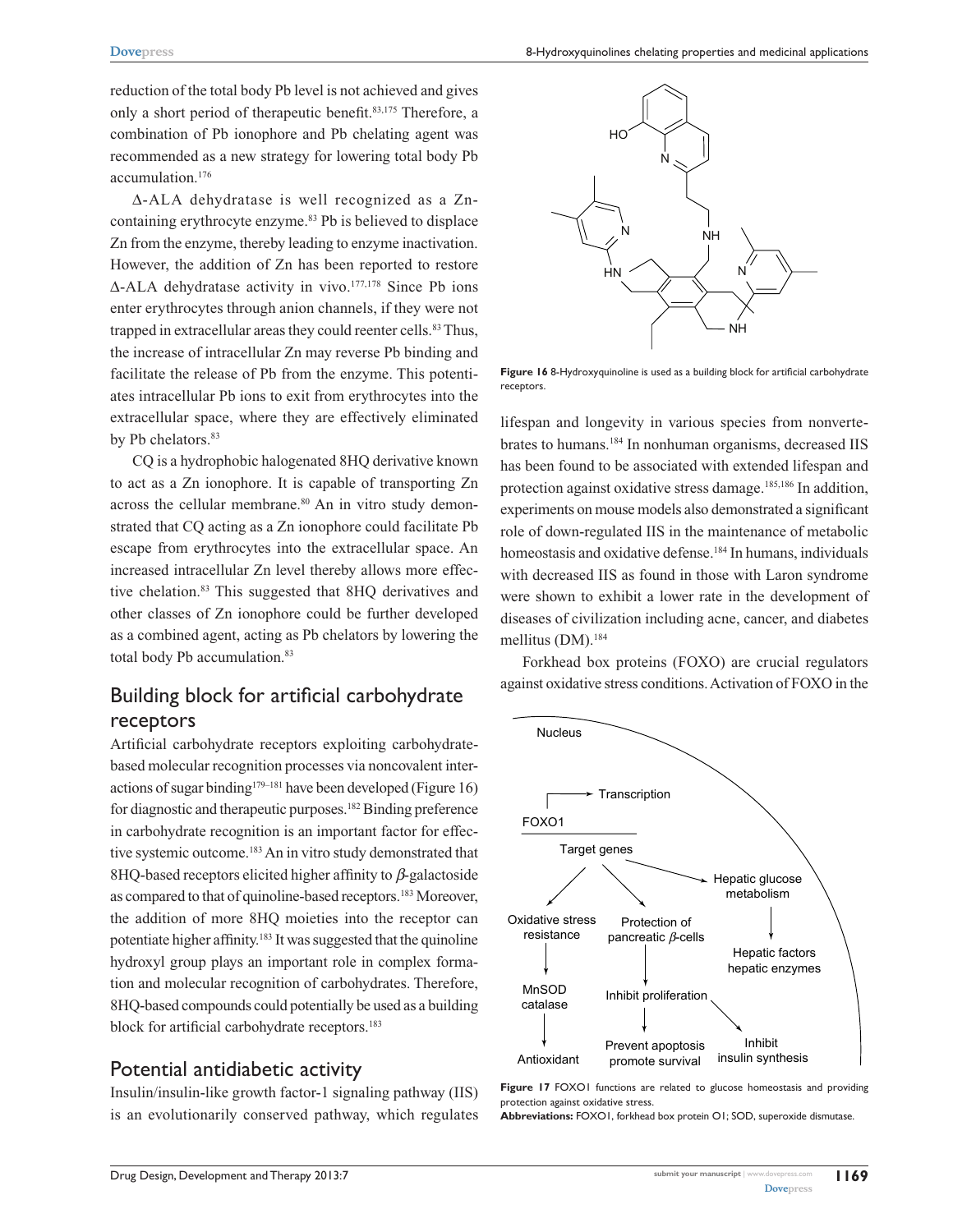reduction of the total body Pb level is not achieved and gives only a short period of therapeutic benefit.[83,175] Therefore, a combination of Pb ionophore and Pb chelating agent was recommended as a new strategy for lowering total body Pb accumulation.[176]

Δ-ALA dehydratase is well recognized as a Zn-containing erythrocyte enzyme.[83] Pb is believed to displace Zn from the enzyme, thereby leading to enzyme inactivation. However, the addition of Zn has been reported to restore Δ-ALA dehydratase activity in vivo.[177,178] Since Pb ions enter erythrocytes through anion channels, if they were not trapped in extracellular areas they could reenter cells.[83] Thus, the increase of intracellular Zn may reverse Pb binding and facilitate the release of Pb from the enzyme. This potentiates intracellular Pb ions to exit from erythrocytes into the extracellular space, where they are effectively eliminated by Pb chelators.[83]

CQ is a hydrophobic halogenated 8HQ derivative known to act as a Zn ionophore. It is capable of transporting Zn across the cellular membrane.[80] An in vitro study demonstrated that CQ acting as a Zn ionophore could facilitate Pb escape from erythrocytes into the extracellular space. An increased intracellular Zn level thereby allows more effective chelation.[83] This suggested that 8HQ derivatives and other classes of Zn ionophore could be further developed as a combined agent, acting as Pb chelators by lowering the total body Pb accumulation.[83]

## Building block for artificial carbohydrate receptors

Artificial carbohydrate receptors exploiting carbohydrate-based molecular recognition processes via noncovalent interactions of sugar binding[179–181] have been developed (Figure 16) for diagnostic and therapeutic purposes.[182] Binding preference in carbohydrate recognition is an important factor for effective systemic outcome.[183] An in vitro study demonstrated that 8HQ-based receptors elicited higher affinity to *β*-galactoside as compared to that of quinoline-based receptors.[183] Moreover, the addition of more 8HQ moieties into the receptor can potentiate higher affinity.[183] It was suggested that the quinoline hydroxyl group plays an important role in complex formation and molecular recognition of carbohydrates. Therefore, 8HQ-based compounds could potentially be used as a building block for artificial carbohydrate receptors.[183]

**Figure 16** 8-Hydroxyquinoline is used as a building block for artificial carbohydrate receptors.

## Potential antidiabetic activity

Insulin/insulin-like growth factor-1 signaling pathway (IIS) is an evolutionarily conserved pathway, which regulates lifespan and longevity in various species from nonvertebrates to humans.[184] In nonhuman organisms, decreased IIS has been found to be associated with extended lifespan and protection against oxidative stress damage.[185,186] In addition, experiments on mouse models also demonstrated a significant role of down-regulated IIS in the maintenance of metabolic homeostasis and oxidative defense.[184] In humans, individuals with decreased IIS as found in those with Laron syndrome were shown to exhibit a lower rate in the development of diseases of civilization including acne, cancer, and diabetes mellitus (DM).[184]

Forkhead box proteins (FOXO) are crucial regulators against oxidative stress conditions. Activation of FOXO in the

**Figure 17** FOXO1 functions are related to glucose homeostasis and providing protection against oxidative stress.

**Abbreviations:** FOXO1, forkhead box protein O1; SOD, superoxide dismutase.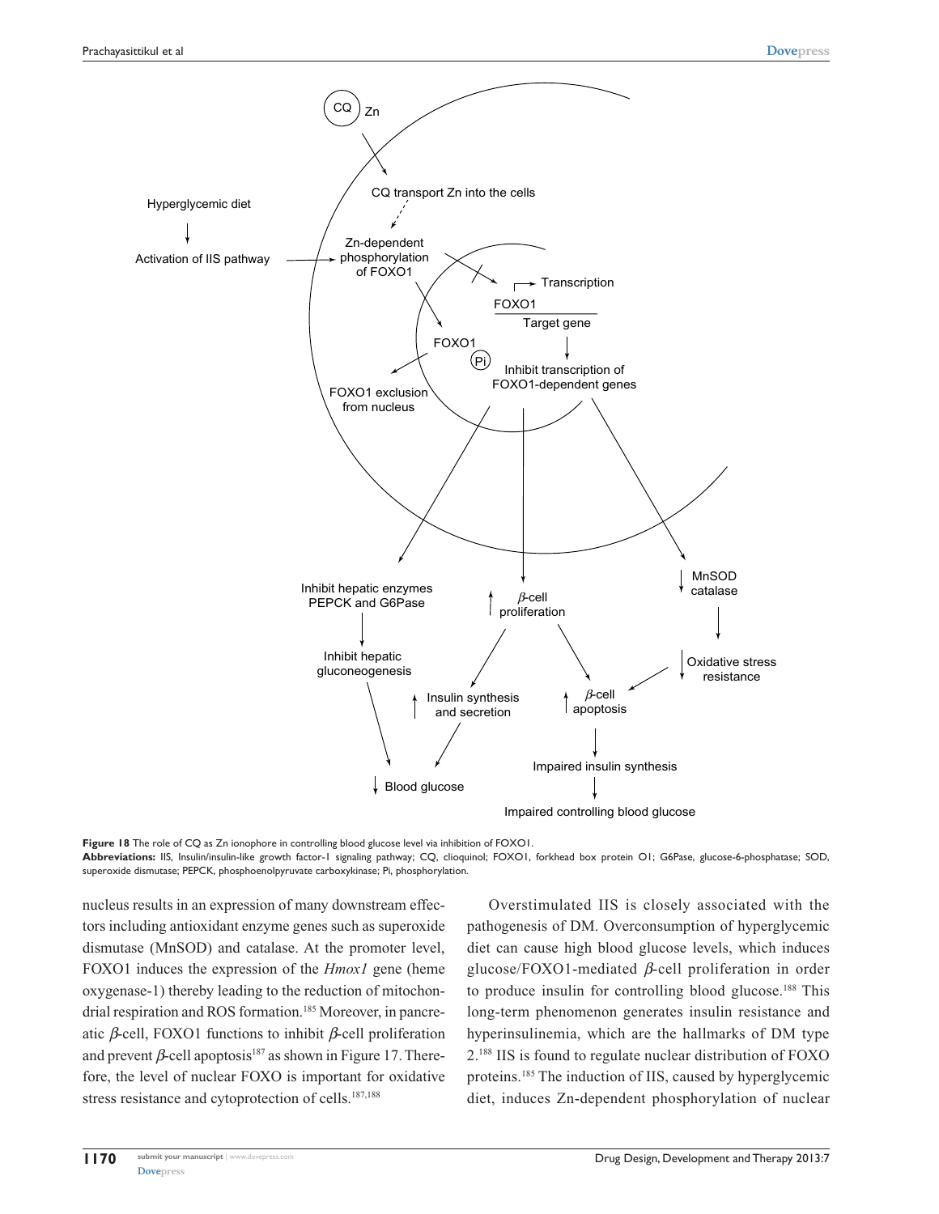**Figure 18** The role of CQ as Zn ionophore in controlling blood glucose level via inhibition of FOXO1.

**Abbreviations:** IIS, Insulin/insulin-like growth factor-1 signaling pathway; CQ, clioquinol; FOXO1, forkhead box protein O1; G6Pase, glucose-6-phosphatase; SOD, superoxide dismutase; PEPCK, phosphoenolpyruvate carboxykinase; Pi, phosphorylation.

nucleus results in an expression of many downstream effectors including antioxidant enzyme genes such as superoxide dismutase (MnSOD) and catalase. At the promoter level, FOXO1 induces the expression of the *Hmox1* gene (heme oxygenase-1) thereby leading to the reduction of mitochondrial respiration and ROS formation.[185] Moreover, in pancreatic $\beta$-cell, FOXO1 functions to inhibit $\beta$-cell proliferation and prevent $\beta$-cell apoptosis[187] as shown in Figure 17. Therefore, the level of nuclear FOXO is important for oxidative stress resistance and cytoprotection of cells.[187,188]

Overstimulated IIS is closely associated with the pathogenesis of DM. Overconsumption of hyperglycemic diet can cause high blood glucose levels, which induces glucose/FOXO1-mediated $\beta$-cell proliferation in order to produce insulin for controlling blood glucose.[188] This long-term phenomenon generates insulin resistance and hyperinsulinemia, which are the hallmarks of DM type 2.[188] IIS is found to regulate nuclear distribution of FOXO proteins.[185] The induction of IIS, caused by hyperglycemic diet, induces Zn-dependent phosphorylation of nuclear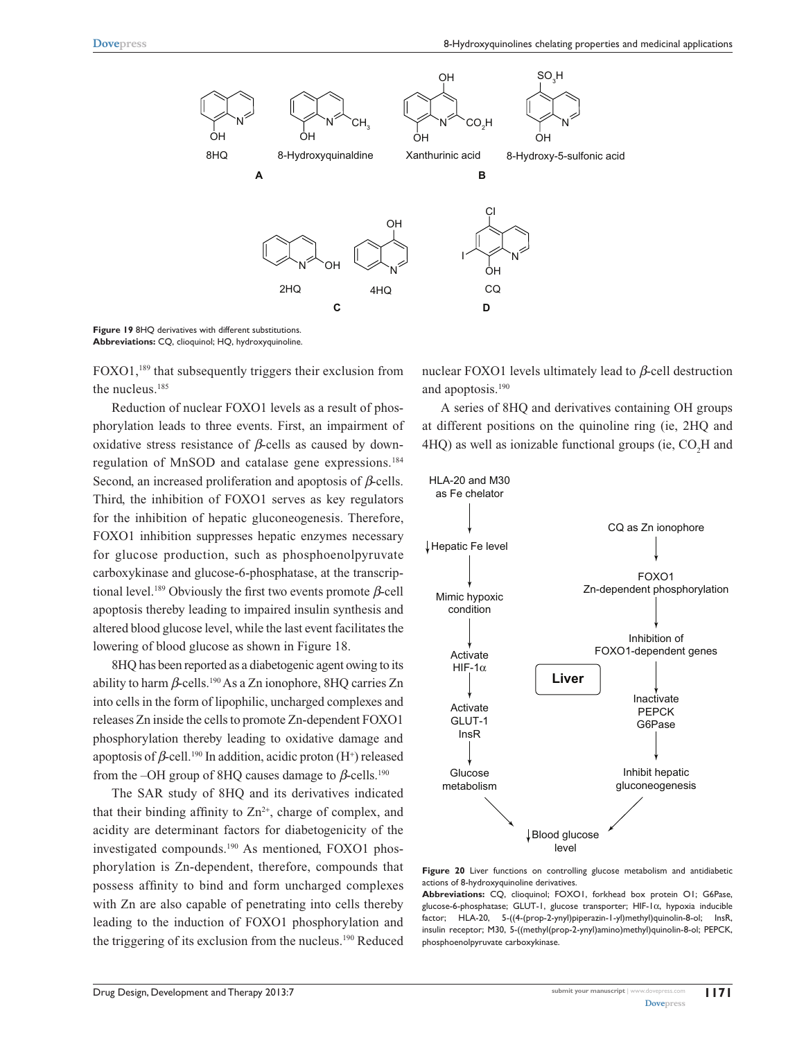Figure 19 8HQ derivatives with different substitutions.
**Abbreviations:** CQ, clioquinol; HQ, hydroxyquinoline.

FOXO1,[189] that subsequently triggers their exclusion from the nucleus.[185]

Reduction of nuclear FOXO1 levels as a result of phosphorylation leads to three events. First, an impairment of oxidative stress resistance of *β*-cells as caused by downregulation of MnSOD and catalase gene expressions.[184] Second, an increased proliferation and apoptosis of *β*-cells. Third, the inhibition of FOXO1 serves as key regulators for the inhibition of hepatic gluconeogenesis. Therefore, FOXO1 inhibition suppresses hepatic enzymes necessary for glucose production, such as phosphoenolpyruvate carboxykinase and glucose-6-phosphatase, at the transcriptional level.[189] Obviously the first two events promote *β*-cell apoptosis thereby leading to impaired insulin synthesis and altered blood glucose level, while the last event facilitates the lowering of blood glucose as shown in Figure 18.

8HQ has been reported as a diabetogenic agent owing to its ability to harm *β*-cells.[190] As a Zn ionophore, 8HQ carries Zn into cells in the form of lipophilic, uncharged complexes and releases Zn inside the cells to promote Zn-dependent FOXO1 phosphorylation thereby leading to oxidative damage and apoptosis of *β*-cell.[190] In addition, acidic proton ($H^+$) released from the –OH group of 8HQ causes damage to *β*-cells.[190]

The SAR study of 8HQ and its derivatives indicated that their binding affinity to $Zn^{2+}$, charge of complex, and acidity are determinant factors for diabetogenicity of the investigated compounds.[190] As mentioned, FOXO1 phosphorylation is Zn-dependent, therefore, compounds that possess affinity to bind and form uncharged complexes with Zn are also capable of penetrating into cells thereby leading to the induction of FOXO1 phosphorylation and the triggering of its exclusion from the nucleus.[190] Reduced nuclear FOXO1 levels ultimately lead to *β*-cell destruction and apoptosis.[190]

A series of 8HQ and derivatives containing OH groups at different positions on the quinoline ring (ie, 2HQ and 4HQ) as well as ionizable functional groups (ie, $CO_2H$ and

**Figure 20** Liver functions on controlling glucose metabolism and antidiabetic actions of 8-hydroxyquinoline derivatives.
**Abbreviations:** CQ, clioquinol; FOXO1, forkhead box protein O1; G6Pase, glucose-6-phosphatase; GLUT-1, glucose transporter; HIF-1α, hypoxia inducible factor; HLA-20, 5-((4-(prop-2-ynyl)piperazin-1-yl)methyl)quinolin-8-ol; InsR, insulin receptor; M30, 5-((methyl(prop-2-ynyl)amino)methyl)quinolin-8-ol; PEPCK, phosphoenolpyruvate carboxykinase.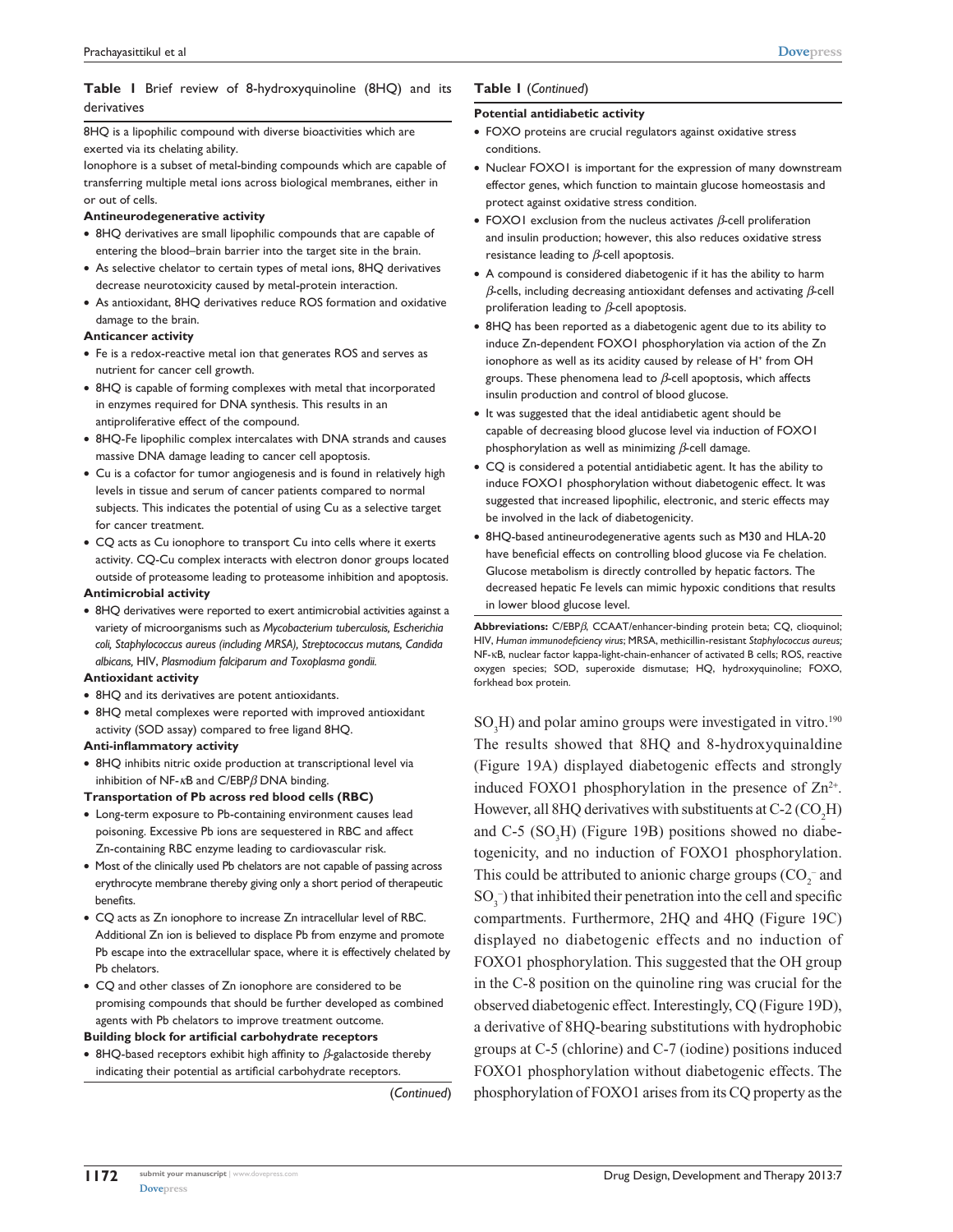**Table 1** Brief review of 8-hydroxyquinoline (8HQ) and its derivatives

8HQ is a lipophilic compound with diverse bioactivities which are exerted via its chelating ability.

Ionophore is a subset of metal-binding compounds which are capable of transferring multiple metal ions across biological membranes, either in or out of cells.

**Antineurodegenerative activity**

- 8HQ derivatives are small lipophilic compounds that are capable of entering the blood–brain barrier into the target site in the brain.
- As selective chelator to certain types of metal ions, 8HQ derivatives decrease neurotoxicity caused by metal-protein interaction.
- As antioxidant, 8HQ derivatives reduce ROS formation and oxidative damage to the brain.

**Anticancer activity**

- Fe is a redox-reactive metal ion that generates ROS and serves as nutrient for cancer cell growth.
- 8HQ is capable of forming complexes with metal that incorporated in enzymes required for DNA synthesis. This results in an antiproliferative effect of the compound.
- 8HQ-Fe lipophilic complex intercalates with DNA strands and causes massive DNA damage leading to cancer cell apoptosis.
- Cu is a cofactor for tumor angiogenesis and is found in relatively high levels in tissue and serum of cancer patients compared to normal subjects. This indicates the potential of using Cu as a selective target for cancer treatment.
- CQ acts as Cu ionophore to transport Cu into cells where it exerts activity. CQ-Cu complex interacts with electron donor groups located outside of proteasome leading to proteasome inhibition and apoptosis.

**Antimicrobial activity**

- 8HQ derivatives were reported to exert antimicrobial activities against a variety of microorganisms such as *Mycobacterium tuberculosis, Escherichia coli, Staphylococcus aureus (including MRSA), Streptococcus mutans, Candida albicans,* HIV, *Plasmodium falciparum and Toxoplasma gondii.*

**Antioxidant activity**

- 8HQ and its derivatives are potent antioxidants.
- 8HQ metal complexes were reported with improved antioxidant activity (SOD assay) compared to free ligand 8HQ.

**Anti-inflammatory activity**

- 8HQ inhibits nitric oxide production at transcriptional level via inhibition of NF-$\kappa$B and C/EBP$\beta$ DNA binding.

**Transportation of Pb across red blood cells (RBC)**

- Long-term exposure to Pb-containing environment causes lead poisoning. Excessive Pb ions are sequestered in RBC and affect Zn-containing RBC enzyme leading to cardiovascular risk.
- Most of the clinically used Pb chelators are not capable of passing across erythrocyte membrane thereby giving only a short period of therapeutic benefits.
- CQ acts as Zn ionophore to increase Zn intracellular level of RBC. Additional Zn ion is believed to displace Pb from enzyme and promote Pb escape into the extracellular space, where it is effectively chelated by Pb chelators.
- CQ and other classes of Zn ionophore are considered to be promising compounds that should be further developed as combined agents with Pb chelators to improve treatment outcome.

**Building block for artificial carbohydrate receptors**

- 8HQ-based receptors exhibit high affinity to $\beta$-galactoside thereby indicating their potential as artificial carbohydrate receptors.

**Potential antidiabetic activity**

- FOXO proteins are crucial regulators against oxidative stress conditions.
- Nuclear FOXO1 is important for the expression of many downstream effector genes, which function to maintain glucose homeostasis and protect against oxidative stress condition.
- FOXO1 exclusion from the nucleus activates $\beta$-cell proliferation and insulin production; however, this also reduces oxidative stress resistance leading to $\beta$-cell apoptosis.
- A compound is considered diabetogenic if it has the ability to harm $\beta$-cells, including decreasing antioxidant defenses and activating $\beta$-cell proliferation leading to $\beta$-cell apoptosis.
- 8HQ has been reported as a diabetogenic agent due to its ability to induce Zn-dependent FOXO1 phosphorylation via action of the Zn ionophore as well as its acidity caused by release of $H^+$ from OH groups. These phenomena lead to $\beta$-cell apoptosis, which affects insulin production and control of blood glucose.
- It was suggested that the ideal antidiabetic agent should be capable of decreasing blood glucose level via induction of FOXO1 phosphorylation as well as minimizing $\beta$-cell damage.
- CQ is considered a potential antidiabetic agent. It has the ability to induce FOXO1 phosphorylation without diabetogenic effect. It was suggested that increased lipophilic, electronic, and steric effects may be involved in the lack of diabetogenicity.
- 8HQ-based antineurodegenerative agents such as M30 and HLA-20 have beneficial effects on controlling blood glucose via Fe chelation. Glucose metabolism is directly controlled by hepatic factors. The decreased hepatic Fe levels can mimic hypoxic conditions that results in lower blood glucose level.

**Abbreviations:** C/EBP$\beta$, CCAAT/enhancer-binding protein beta; CQ, clioquinol; HIV, *Human immunodeficiency virus*; MRSA, methicillin-resistant *Staphylococcus aureus;* NF-$\kappa$B, nuclear factor kappa-light-chain-enhancer of activated B cells; ROS, reactive oxygen species; SOD, superoxide dismutase; HQ, hydroxyquinoline; FOXO, forkhead box protein.

$SO_3H$) and polar amino groups were investigated in vitro.[190] The results showed that 8HQ and 8-hydroxyquinaldine (Figure 19A) displayed diabetogenic effects and strongly induced FOXO1 phosphorylation in the presence of $Zn^{2+}$. However, all 8HQ derivatives with substituents at C-2 ($CO_2H$) and C-5 ($SO_3H$) (Figure 19B) positions showed no diabetogenicity, and no induction of FOXO1 phosphorylation. This could be attributed to anionic charge groups ($CO_2^-$ and $SO_3^-$) that inhibited their penetration into the cell and specific compartments. Furthermore, 2HQ and 4HQ (Figure 19C) displayed no diabetogenic effects and no induction of FOXO1 phosphorylation. This suggested that the OH group in the C-8 position on the quinoline ring was crucial for the observed diabetogenic effect. Interestingly, CQ (Figure 19D), a derivative of 8HQ-bearing substitutions with hydrophobic groups at C-5 (chlorine) and C-7 (iodine) positions induced FOXO1 phosphorylation without diabetogenic effects. The phosphorylation of FOXO1 arises from its CQ property as the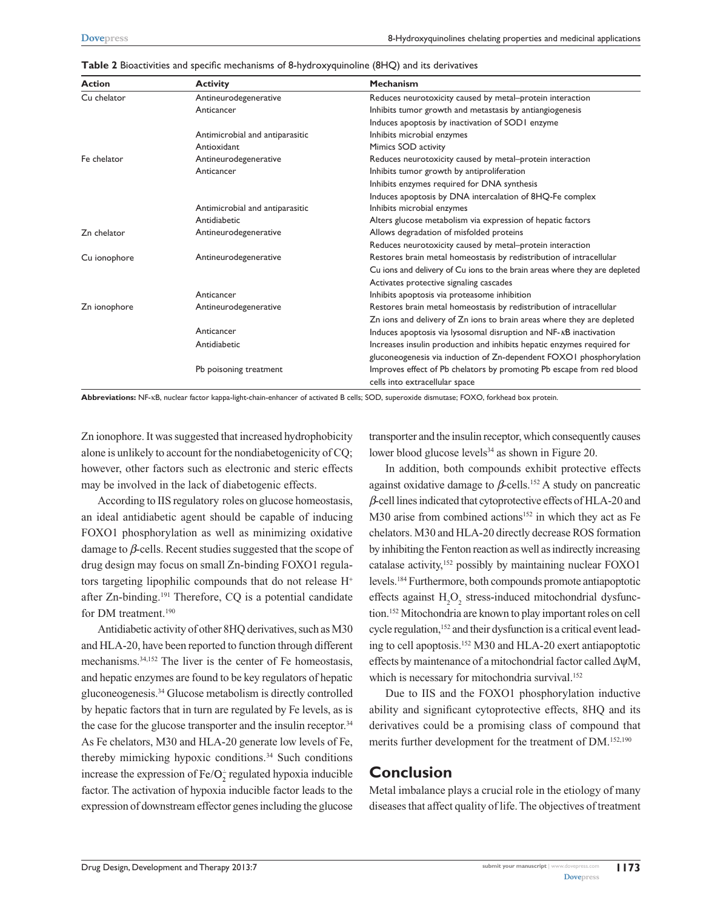**Table 2** Bioactivities and specific mechanisms of 8-hydroxyquinoline (8HQ) and its derivatives

| Action | Activity | Mechanism |
|---|---|---|
| Cu chelator | Antineurodegenerative | Reduces neurotoxicity caused by metal–protein interaction |
| | Anticancer | Inhibits tumor growth and metastasis by antiangiogenesis |
| | | Induces apoptosis by inactivation of SOD1 enzyme |
| | Antimicrobial and antiparasitic | Inhibits microbial enzymes |
| | Antioxidant | Mimics SOD activity |
| Fe chelator | Antineurodegenerative | Reduces neurotoxicity caused by metal–protein interaction |
| | Anticancer | Inhibits tumor growth by antiproliferation |
| | | Inhibits enzymes required for DNA synthesis |
| | | Induces apoptosis by DNA intercalation of 8HQ-Fe complex |
| | Antimicrobial and antiparasitic | Inhibits microbial enzymes |
| | Antidiabetic | Alters glucose metabolism via expression of hepatic factors |
| Zn chelator | Antineurodegenerative | Allows degradation of misfolded proteins |
| | | Reduces neurotoxicity caused by metal–protein interaction |
| Cu ionophore | Antineurodegenerative | Restores brain metal homeostasis by redistribution of intracellular Cu ions and delivery of Cu ions to the brain areas where they are depleted |
| | | Activates protective signaling cascades |
| | Anticancer | Inhibits apoptosis via proteasome inhibition |
| Zn ionophore | Antineurodegenerative | Restores brain metal homeostasis by redistribution of intracellular Zn ions and delivery of Zn ions to brain areas where they are depleted |
| | Anticancer | Induces apoptosis via lysosomal disruption and NF-κB inactivation |
| | Antidiabetic | Increases insulin production and inhibits hepatic enzymes required for gluconeogenesis via induction of Zn-dependent FOXO1 phosphorylation |
| | Pb poisoning treatment | Improves effect of Pb chelators by promoting Pb escape from red blood cells into extracellular space |

**Abbreviations:** NF-κB, nuclear factor kappa-light-chain-enhancer of activated B cells; SOD, superoxide dismutase; FOXO, forkhead box protein.

Zn ionophore. It was suggested that increased hydrophobicity alone is unlikely to account for the nondiabetogenicity of CQ; however, other factors such as electronic and steric effects may be involved in the lack of diabetogenic effects.

According to IIS regulatory roles on glucose homeostasis, an ideal antidiabetic agent should be capable of inducing FOXO1 phosphorylation as well as minimizing oxidative damage to *β*-cells. Recent studies suggested that the scope of drug design may focus on small Zn-binding FOXO1 regulators targeting lipophilic compounds that do not release $H^+$ after Zn-binding.[191] Therefore, CQ is a potential candidate for DM treatment.[190]

Antidiabetic activity of other 8HQ derivatives, such as M30 and HLA-20, have been reported to function through different mechanisms.[34,152] The liver is the center of Fe homeostasis, and hepatic enzymes are found to be key regulators of hepatic gluconeogenesis.[34] Glucose metabolism is directly controlled by hepatic factors that in turn are regulated by Fe levels, as is the case for the glucose transporter and the insulin receptor.[34] As Fe chelators, M30 and HLA-20 generate low levels of Fe, thereby mimicking hypoxic conditions.[34] Such conditions increase the expression of $Fe/O_2^-$ regulated hypoxia inducible factor. The activation of hypoxia inducible factor leads to the expression of downstream effector genes including the glucose transporter and the insulin receptor, which consequently causes lower blood glucose levels[34] as shown in Figure 20.

In addition, both compounds exhibit protective effects against oxidative damage to *β*-cells.[152] A study on pancreatic *β*-cell lines indicated that cytoprotective effects of HLA-20 and M30 arise from combined actions[152] in which they act as Fe chelators. M30 and HLA-20 directly decrease ROS formation by inhibiting the Fenton reaction as well as indirectly increasing catalase activity,[152] possibly by maintaining nuclear FOXO1 levels.[184] Furthermore, both compounds promote antiapoptotic effects against $H_2O_2$ stress-induced mitochondrial dysfunction.[152] Mitochondria are known to play important roles on cell cycle regulation,[152] and their dysfunction is a critical event leading to cell apoptosis.[152] M30 and HLA-20 exert antiapoptotic effects by maintenance of a mitochondrial factor called ΔψM, which is necessary for mitochondria survival.[152]

Due to IIS and the FOXO1 phosphorylation inductive ability and significant cytoprotective effects, 8HQ and its derivatives could be a promising class of compound that merits further development for the treatment of DM.[152,190]

## Conclusion

Metal imbalance plays a crucial role in the etiology of many diseases that affect quality of life. The objectives of treatment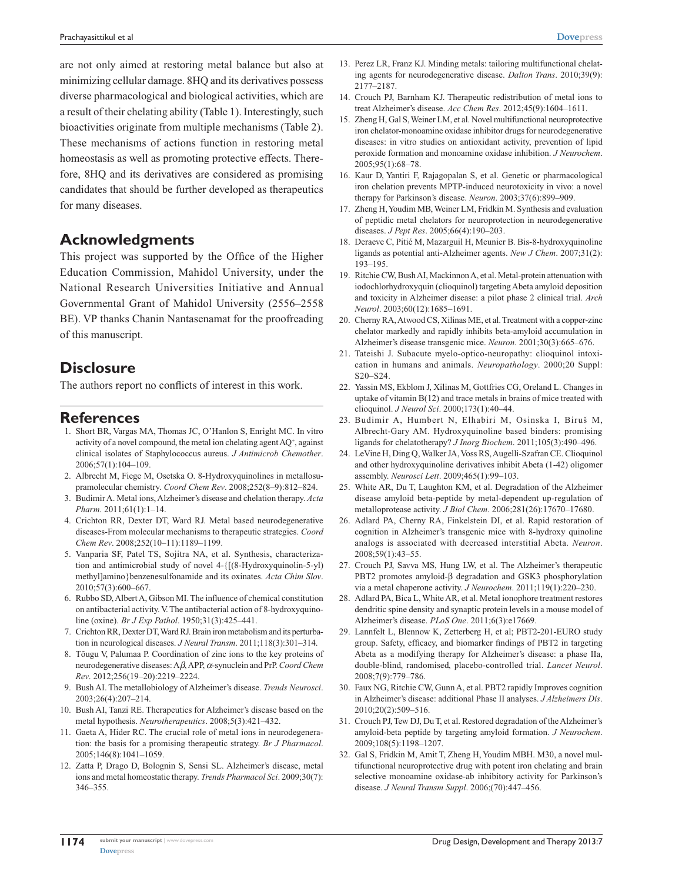are not only aimed at restoring metal balance but also at minimizing cellular damage. 8HQ and its derivatives possess diverse pharmacological and biological activities, which are a result of their chelating ability (Table 1). Interestingly, such bioactivities originate from multiple mechanisms (Table 2). These mechanisms of actions function in restoring metal homeostasis as well as promoting protective effects. Therefore, 8HQ and its derivatives are considered as promising candidates that should be further developed as therapeutics for many diseases.

## Acknowledgments

This project was supported by the Office of the Higher Education Commission, Mahidol University, under the National Research Universities Initiative and Annual Governmental Grant of Mahidol University (2556–2558 BE). VP thanks Chanin Nantasenamat for the proofreading of this manuscript.

## Disclosure

The authors report no conflicts of interest in this work.

## References

1. Short BR, Vargas MA, Thomas JC, O'Hanlon S, Enright MC. In vitro activity of a novel compound, the metal ion chelating agent AQ$^+$, against clinical isolates of Staphylococcus aureus. *J Antimicrob Chemother*. 2006;57(1):104–109.
2. Albrecht M, Fiege M, Osetska O. 8-Hydroxyquinolines in metallosupramolecular chemistry. *Coord Chem Rev*. 2008;252(8–9):812–824.
3. Budimir A. Metal ions, Alzheimer's disease and chelation therapy. *Acta Pharm*. 2011;61(1):1–14.
4. Crichton RR, Dexter DT, Ward RJ. Metal based neurodegenerative diseases-From molecular mechanisms to therapeutic strategies. *Coord Chem Rev*. 2008;252(10–11):1189–1199.
5. Vanparia SF, Patel TS, Sojitra NA, et al. Synthesis, characterization and antimicrobial study of novel 4-{[(8-Hydroxyquinolin-5-yl) methyl]amino}benzenesulfonamide and its oxinates. *Acta Chim Slov*. 2010;57(3):600–667.
6. Rubbo SD, Albert A, Gibson MI. The influence of chemical constitution on antibacterial activity. V. The antibacterial action of 8-hydroxyquinoline (oxine). *Br J Exp Pathol*. 1950;31(3):425–441.
7. Crichton RR, Dexter DT, Ward RJ. Brain iron metabolism and its perturbation in neurological diseases. *J Neural Transm*. 2011;118(3):301–314.
8. Tõugu V, Palumaa P. Coordination of zinc ions to the key proteins of neurodegenerative diseases: A$\beta$, APP, $\alpha$-synuclein and PrP. *Coord Chem Rev*. 2012;256(19–20):2219–2224.
9. Bush AI. The metallobiology of Alzheimer's disease. *Trends Neurosci*. 2003;26(4):207–214.
10. Bush AI, Tanzi RE. Therapeutics for Alzheimer's disease based on the metal hypothesis. *Neurotherapeutics*. 2008;5(3):421–432.
11. Gaeta A, Hider RC. The crucial role of metal ions in neurodegeneration: the basis for a promising therapeutic strategy. *Br J Pharmacol*. 2005;146(8):1041–1059.
12. Zatta P, Drago D, Bolognin S, Sensi SL. Alzheimer's disease, metal ions and metal homeostatic therapy. *Trends Pharmacol Sci*. 2009;30(7): 346–355.
13. Perez LR, Franz KJ. Minding metals: tailoring multifunctional chelating agents for neurodegenerative disease. *Dalton Trans*. 2010;39(9): 2177–2187.
14. Crouch PJ, Barnham KJ. Therapeutic redistribution of metal ions to treat Alzheimer's disease. *Acc Chem Res*. 2012;45(9):1604–1611.
15. Zheng H, Gal S, Weiner LM, et al. Novel multifunctional neuroprotective iron chelator-monoamine oxidase inhibitor drugs for neurodegenerative diseases: in vitro studies on antioxidant activity, prevention of lipid peroxide formation and monoamine oxidase inhibition. *J Neurochem*. 2005;95(1):68–78.
16. Kaur D, Yantiri F, Rajagopalan S, et al. Genetic or pharmacological iron chelation prevents MPTP-induced neurotoxicity in vivo: a novel therapy for Parkinson's disease. *Neuron*. 2003;37(6):899–909.
17. Zheng H, Youdim MB, Weiner LM, Fridkin M. Synthesis and evaluation of peptidic metal chelators for neuroprotection in neurodegenerative diseases. *J Pept Res*. 2005;66(4):190–203.
18. Deraeve C, Pitié M, Mazarguil H, Meunier B. Bis-8-hydroxyquinoline ligands as potential anti-Alzheimer agents. *New J Chem*. 2007;31(2): 193–195.
19. Ritchie CW, Bush AI, Mackinnon A, et al. Metal-protein attenuation with iodochlorhydroxyquin (clioquinol) targeting Abeta amyloid deposition and toxicity in Alzheimer disease: a pilot phase 2 clinical trial. *Arch Neurol*. 2003;60(12):1685–1691.
20. Cherny RA, Atwood CS, Xilinas ME, et al. Treatment with a copper-zinc chelator markedly and rapidly inhibits beta-amyloid accumulation in Alzheimer's disease transgenic mice. *Neuron*. 2001;30(3):665–676.
21. Tateishi J. Subacute myelo-optico-neuropathy: clioquinol intoxication in humans and animals. *Neuropathology*. 2000;20 Suppl: S20–S24.
22. Yassin MS, Ekblom J, Xilinas M, Gottfries CG, Oreland L. Changes in uptake of vitamin B(12) and trace metals in brains of mice treated with clioquinol. *J Neurol Sci*. 2000;173(1):40–44.
23. Budimir A, Humbert N, Elhabiri M, Osinska I, Biruš M, Albrecht-Gary AM. Hydroxyquinoline based binders: promising ligands for chelatotherapy? *J Inorg Biochem*. 2011;105(3):490–496.
24. LeVine H, Ding Q, Walker JA, Voss RS, Augelli-Szafran CE. Clioquinol and other hydroxyquinoline derivatives inhibit Abeta (1-42) oligomer assembly. *Neurosci Lett*. 2009;465(1):99–103.
25. White AR, Du T, Laughton KM, et al. Degradation of the Alzheimer disease amyloid beta-peptide by metal-dependent up-regulation of metalloprotease activity. *J Biol Chem*. 2006;281(26):17670–17680.
26. Adlard PA, Cherny RA, Finkelstein DI, et al. Rapid restoration of cognition in Alzheimer's transgenic mice with 8-hydroxy quinoline analogs is associated with decreased interstitial Abeta. *Neuron*. 2008;59(1):43–55.
27. Crouch PJ, Savva MS, Hung LW, et al. The Alzheimer's therapeutic PBT2 promotes amyloid-β degradation and GSK3 phosphorylation via a metal chaperone activity. *J Neurochem*. 2011;119(1):220–230.
28. Adlard PA, Bica L, White AR, et al. Metal ionophore treatment restores dendritic spine density and synaptic protein levels in a mouse model of Alzheimer's disease. *PLoS One*. 2011;6(3):e17669.
29. Lannfelt L, Blennow K, Zetterberg H, et al; PBT2-201-EURO study group. Safety, efficacy, and biomarker findings of PBT2 in targeting Abeta as a modifying therapy for Alzheimer's disease: a phase IIa, double-blind, randomised, placebo-controlled trial. *Lancet Neurol*. 2008;7(9):779–786.
30. Faux NG, Ritchie CW, Gunn A, et al. PBT2 rapidly Improves cognition in Alzheimer's disease: additional Phase II analyses. *J Alzheimers Dis*. 2010;20(2):509–516.
31. Crouch PJ, Tew DJ, Du T, et al. Restored degradation of the Alzheimer's amyloid-beta peptide by targeting amyloid formation. *J Neurochem*. 2009;108(5):1198–1207.
32. Gal S, Fridkin M, Amit T, Zheng H, Youdim MBH. M30, a novel multifunctional neuroprotective drug with potent iron chelating and brain selective monoamine oxidase-ab inhibitory activity for Parkinson's disease. *J Neural Transm Suppl*. 2006;(70):447–456.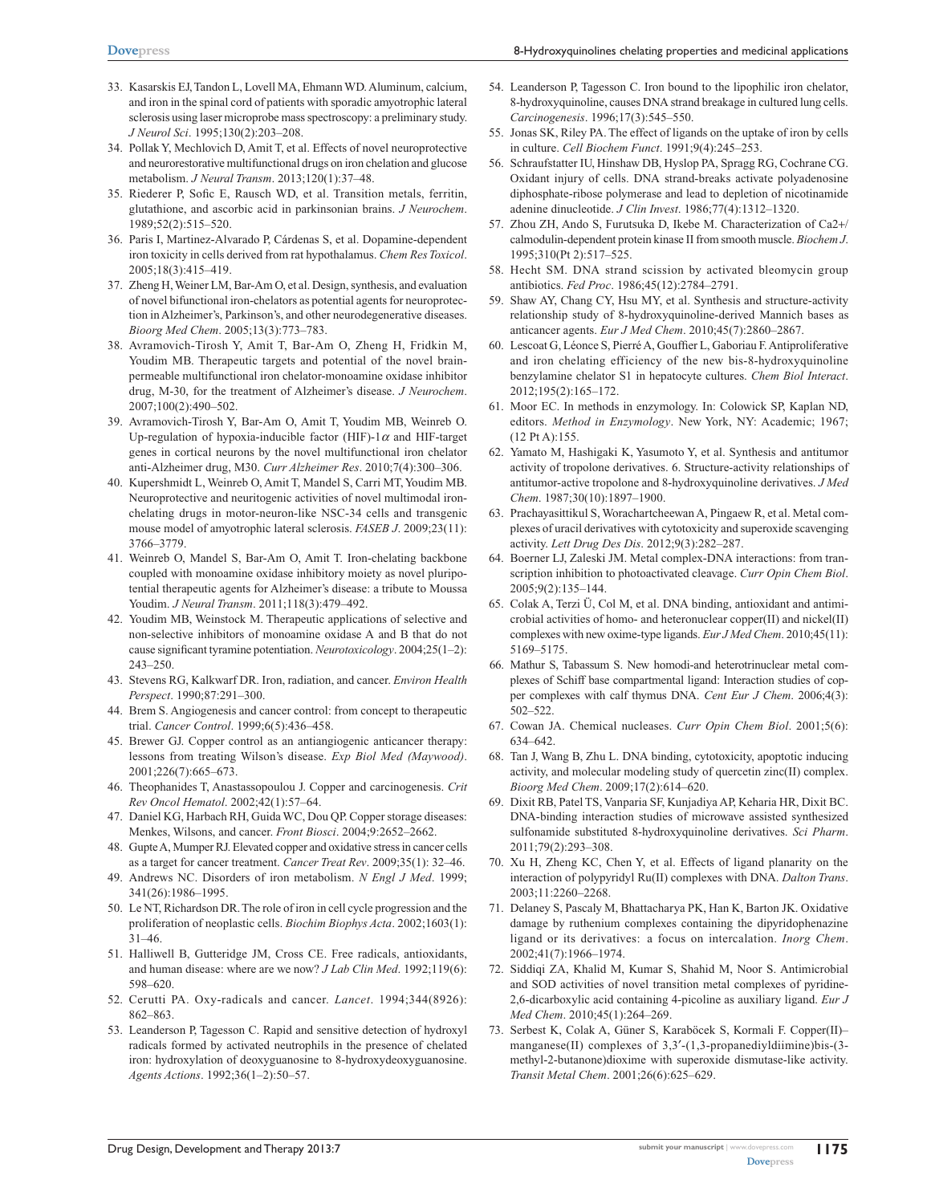33. Kasarskis EJ, Tandon L, Lovell MA, Ehmann WD. Aluminum, calcium, and iron in the spinal cord of patients with sporadic amyotrophic lateral sclerosis using laser microprobe mass spectroscopy: a preliminary study. *J Neurol Sci*. 1995;130(2):203–208.
34. Pollak Y, Mechlovich D, Amit T, et al. Effects of novel neuroprotective and neurorestorative multifunctional drugs on iron chelation and glucose metabolism. *J Neural Transm*. 2013;120(1):37–48.
35. Riederer P, Sofic E, Rausch WD, et al. Transition metals, ferritin, glutathione, and ascorbic acid in parkinsonian brains. *J Neurochem*. 1989;52(2):515–520.
36. Paris I, Martinez-Alvarado P, Cárdenas S, et al. Dopamine-dependent iron toxicity in cells derived from rat hypothalamus. *Chem Res Toxicol*. 2005;18(3):415–419.
37. Zheng H, Weiner LM, Bar-Am O, et al. Design, synthesis, and evaluation of novel bifunctional iron-chelators as potential agents for neuroprotection in Alzheimer's, Parkinson's, and other neurodegenerative diseases. *Bioorg Med Chem*. 2005;13(3):773–783.
38. Avramovich-Tirosh Y, Amit T, Bar-Am O, Zheng H, Fridkin M, Youdim MB. Therapeutic targets and potential of the novel brain-permeable multifunctional iron chelator-monoamine oxidase inhibitor drug, M-30, for the treatment of Alzheimer's disease. *J Neurochem*. 2007;100(2):490–502.
39. Avramovich-Tirosh Y, Bar-Am O, Amit T, Youdim MB, Weinreb O. Up-regulation of hypoxia-inducible factor (HIF)-1$\alpha$ and HIF-target genes in cortical neurons by the novel multifunctional iron chelator anti-Alzheimer drug, M30. *Curr Alzheimer Res*. 2010;7(4):300–306.
40. Kupershmidt L, Weinreb O, Amit T, Mandel S, Carri MT, Youdim MB. Neuroprotective and neuritogenic activities of novel multimodal iron-chelating drugs in motor-neuron-like NSC-34 cells and transgenic mouse model of amyotrophic lateral sclerosis. *FASEB J*. 2009;23(11):3766–3779.
41. Weinreb O, Mandel S, Bar-Am O, Amit T. Iron-chelating backbone coupled with monoamine oxidase inhibitory moiety as novel pluripotential therapeutic agents for Alzheimer's disease: a tribute to Moussa Youdim. *J Neural Transm*. 2011;118(3):479–492.
42. Youdim MB, Weinstock M. Therapeutic applications of selective and non-selective inhibitors of monoamine oxidase A and B that do not cause significant tyramine potentiation. *Neurotoxicology*. 2004;25(1–2):243–250.
43. Stevens RG, Kalkwarf DR. Iron, radiation, and cancer. *Environ Health Perspect*. 1990;87:291–300.
44. Brem S. Angiogenesis and cancer control: from concept to therapeutic trial. *Cancer Control*. 1999;6(5):436–458.
45. Brewer GJ. Copper control as an antiangiogenic anticancer therapy: lessons from treating Wilson's disease. *Exp Biol Med (Maywood)*. 2001;226(7):665–673.
46. Theophanides T, Anastassopoulou J. Copper and carcinogenesis. *Crit Rev Oncol Hematol*. 2002;42(1):57–64.
47. Daniel KG, Harbach RH, Guida WC, Dou QP. Copper storage diseases: Menkes, Wilsons, and cancer. *Front Biosci*. 2004;9:2652–2662.
48. Gupte A, Mumper RJ. Elevated copper and oxidative stress in cancer cells as a target for cancer treatment. *Cancer Treat Rev*. 2009;35(1): 32–46.
49. Andrews NC. Disorders of iron metabolism. *N Engl J Med*. 1999; 341(26):1986–1995.
50. Le NT, Richardson DR. The role of iron in cell cycle progression and the proliferation of neoplastic cells. *Biochim Biophys Acta*. 2002;1603(1): 31–46.
51. Halliwell B, Gutteridge JM, Cross CE. Free radicals, antioxidants, and human disease: where are we now? *J Lab Clin Med*. 1992;119(6): 598–620.
52. Cerutti PA. Oxy-radicals and cancer. *Lancet*. 1994;344(8926): 862–863.
53. Leanderson P, Tagesson C. Rapid and sensitive detection of hydroxyl radicals formed by activated neutrophils in the presence of chelated iron: hydroxylation of deoxyguanosine to 8-hydroxydeoxyguanosine. *Agents Actions*. 1992;36(1–2):50–57.
54. Leanderson P, Tagesson C. Iron bound to the lipophilic iron chelator, 8-hydroxyquinoline, causes DNA strand breakage in cultured lung cells. *Carcinogenesis*. 1996;17(3):545–550.
55. Jonas SK, Riley PA. The effect of ligands on the uptake of iron by cells in culture. *Cell Biochem Funct*. 1991;9(4):245–253.
56. Schraufstatter IU, Hinshaw DB, Hyslop PA, Spragg RG, Cochrane CG. Oxidant injury of cells. DNA strand-breaks activate polyadenosine diphosphate-ribose polymerase and lead to depletion of nicotinamide adenine dinucleotide. *J Clin Invest*. 1986;77(4):1312–1320.
57. Zhou ZH, Ando S, Furutsuka D, Ikebe M. Characterization of Ca2+/calmodulin-dependent protein kinase II from smooth muscle. *Biochem J*. 1995;310(Pt 2):517–525.
58. Hecht SM. DNA strand scission by activated bleomycin group antibiotics. *Fed Proc*. 1986;45(12):2784–2791.
59. Shaw AY, Chang CY, Hsu MY, et al. Synthesis and structure-activity relationship study of 8-hydroxyquinoline-derived Mannich bases as anticancer agents. *Eur J Med Chem*. 2010;45(7):2860–2867.
60. Lescoat G, Léonce S, Pierré A, Gouffier L, Gaboriau F. Antiproliferative and iron chelating efficiency of the new bis-8-hydroxyquinoline benzylamine chelator S1 in hepatocyte cultures. *Chem Biol Interact*. 2012;195(2):165–172.
61. Moor EC. In methods in enzymology. In: Colowick SP, Kaplan ND, editors. *Method in Enzymology*. New York, NY: Academic; 1967; (12 Pt A):155.
62. Yamato M, Hashigaki K, Yasumoto Y, et al. Synthesis and antitumor activity of tropolone derivatives. 6. Structure-activity relationships of antitumor-active tropolone and 8-hydroxyquinoline derivatives. *J Med Chem*. 1987;30(10):1897–1900.
63. Prachayasittikul S, Worachartcheewan A, Pingaew R, et al. Metal complexes of uracil derivatives with cytotoxicity and superoxide scavenging activity. *Lett Drug Des Dis*. 2012;9(3):282–287.
64. Boerner LJ, Zaleski JM. Metal complex-DNA interactions: from transcription inhibition to photoactivated cleavage. *Curr Opin Chem Biol*. 2005;9(2):135–144.
65. Colak A, Terzi Ü, Col M, et al. DNA binding, antioxidant and antimicrobial activities of homo- and heteronuclear copper(II) and nickel(II) complexes with new oxime-type ligands. *Eur J Med Chem*. 2010;45(11): 5169–5175.
66. Mathur S, Tabassum S. New homodi-and heterotrinuclear metal complexes of Schiff base compartmental ligand: Interaction studies of copper complexes with calf thymus DNA. *Cent Eur J Chem*. 2006;4(3): 502–522.
67. Cowan JA. Chemical nucleases. *Curr Opin Chem Biol*. 2001;5(6): 634–642.
68. Tan J, Wang B, Zhu L. DNA binding, cytotoxicity, apoptotic inducing activity, and molecular modeling study of quercetin zinc(II) complex. *Bioorg Med Chem*. 2009;17(2):614–620.
69. Dixit RB, Patel TS, Vanparia SF, Kunjadiya AP, Keharia HR, Dixit BC. DNA-binding interaction studies of microwave assisted synthesized sulfonamide substituted 8-hydroxyquinoline derivatives. *Sci Pharm*. 2011;79(2):293–308.
70. Xu H, Zheng KC, Chen Y, et al. Effects of ligand planarity on the interaction of polypyridyl Ru(II) complexes with DNA. *Dalton Trans*. 2003;11:2260–2268.
71. Delaney S, Pascaly M, Bhattacharya PK, Han K, Barton JK. Oxidative damage by ruthenium complexes containing the dipyridophenazine ligand or its derivatives: a focus on intercalation. *Inorg Chem*. 2002;41(7):1966–1974.
72. Siddiqi ZA, Khalid M, Kumar S, Shahid M, Noor S. Antimicrobial and SOD activities of novel transition metal complexes of pyridine-2,6-dicarboxylic acid containing 4-picoline as auxiliary ligand. *Eur J Med Chem*. 2010;45(1):264–269.
73. Serbest K, Colak A, Güner S, Karaböcek S, Kormali F. Copper(II)–manganese(II) complexes of 3,3′-(1,3-propanediyldiimine)bis-(3-methyl-2-butanone)dioxime with superoxide dismutase-like activity. *Transit Metal Chem*. 2001;26(6):625–629.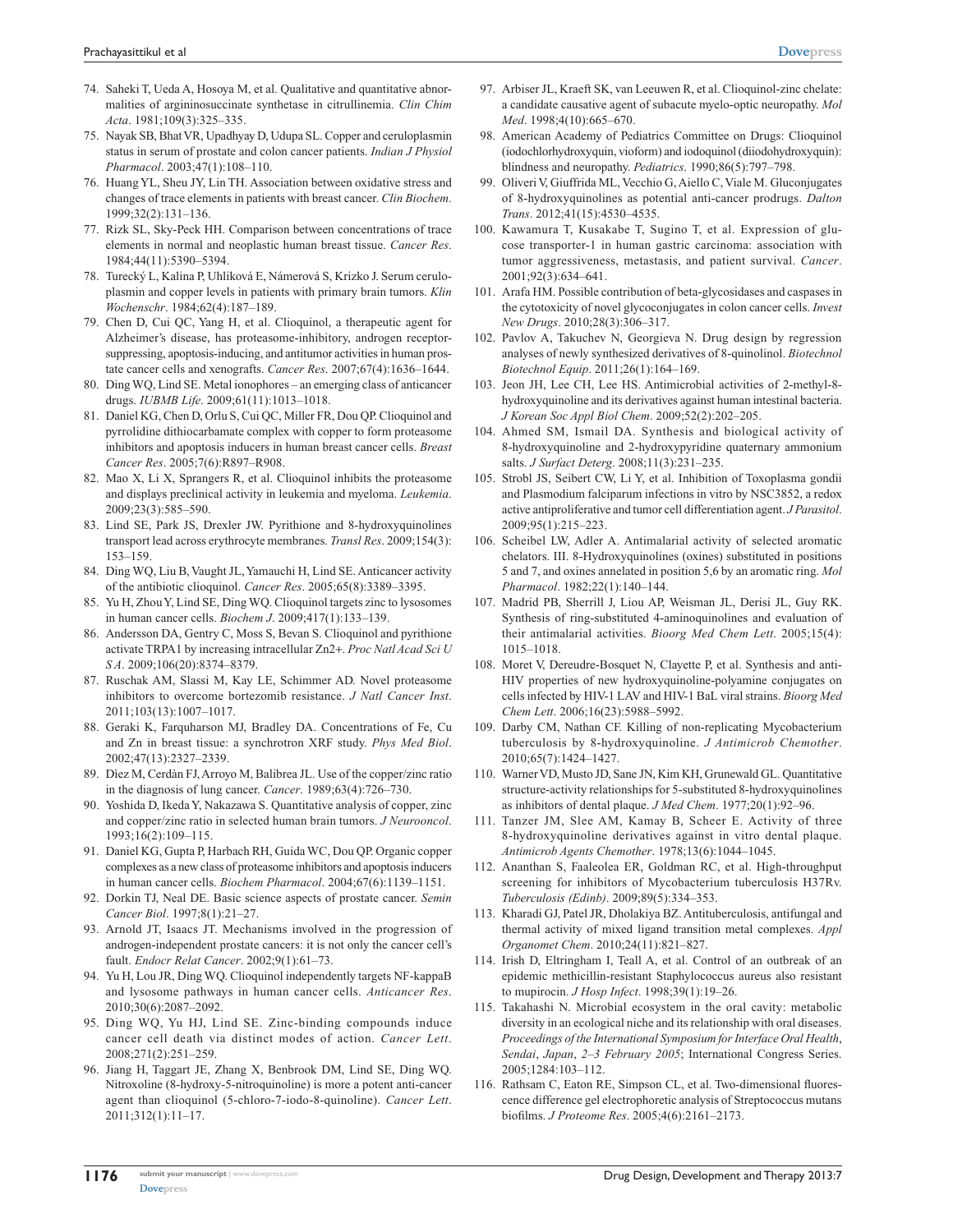74. Saheki T, Ueda A, Hosoya M, et al. Qualitative and quantitative abnormalities of argininosuccinate synthetase in citrullinemia. *Clin Chim Acta*. 1981;109(3):325–335.
75. Nayak SB, Bhat VR, Upadhyay D, Udupa SL. Copper and ceruloplasmin status in serum of prostate and colon cancer patients. *Indian J Physiol Pharmacol*. 2003;47(1):108–110.
76. Huang YL, Sheu JY, Lin TH. Association between oxidative stress and changes of trace elements in patients with breast cancer. *Clin Biochem*. 1999;32(2):131–136.
77. Rizk SL, Sky-Peck HH. Comparison between concentrations of trace elements in normal and neoplastic human breast tissue. *Cancer Res*. 1984;44(11):5390–5394.
78. Turecký L, Kalina P, Uhlíková E, Námerová S, Krizko J. Serum ceruloplasmin and copper levels in patients with primary brain tumors. *Klin Wochenschr*. 1984;62(4):187–189.
79. Chen D, Cui QC, Yang H, et al. Clioquinol, a therapeutic agent for Alzheimer's disease, has proteasome-inhibitory, androgen receptor-suppressing, apoptosis-inducing, and antitumor activities in human prostate cancer cells and xenografts. *Cancer Res*. 2007;67(4):1636–1644.
80. Ding WQ, Lind SE. Metal ionophores – an emerging class of anticancer drugs. *IUBMB Life*. 2009;61(11):1013–1018.
81. Daniel KG, Chen D, Orlu S, Cui QC, Miller FR, Dou QP. Clioquinol and pyrrolidine dithiocarbamate complex with copper to form proteasome inhibitors and apoptosis inducers in human breast cancer cells. *Breast Cancer Res*. 2005;7(6):R897–R908.
82. Mao X, Li X, Sprangers R, et al. Clioquinol inhibits the proteasome and displays preclinical activity in leukemia and myeloma. *Leukemia*. 2009;23(3):585–590.
83. Lind SE, Park JS, Drexler JW. Pyrithione and 8-hydroxyquinolines transport lead across erythrocyte membranes. *Transl Res*. 2009;154(3):153–159.
84. Ding WQ, Liu B, Vaught JL, Yamauchi H, Lind SE. Anticancer activity of the antibiotic clioquinol. *Cancer Res*. 2005;65(8):3389–3395.
85. Yu H, Zhou Y, Lind SE, Ding WQ. Clioquinol targets zinc to lysosomes in human cancer cells. *Biochem J*. 2009;417(1):133–139.
86. Andersson DA, Gentry C, Moss S, Bevan S. Clioquinol and pyrithione activate TRPA1 by increasing intracellular Zn2+. *Proc Natl Acad Sci U S A*. 2009;106(20):8374–8379.
87. Ruschak AM, Slassi M, Kay LE, Schimmer AD. Novel proteasome inhibitors to overcome bortezomib resistance. *J Natl Cancer Inst*. 2011;103(13):1007–1017.
88. Geraki K, Farquharson MJ, Bradley DA. Concentrations of Fe, Cu and Zn in breast tissue: a synchrotron XRF study. *Phys Med Biol*. 2002;47(13):2327–2339.
89. Diez M, Cerdàn FJ, Arroyo M, Balibrea JL. Use of the copper/zinc ratio in the diagnosis of lung cancer. *Cancer*. 1989;63(4):726–730.
90. Yoshida D, Ikeda Y, Nakazawa S. Quantitative analysis of copper, zinc and copper/zinc ratio in selected human brain tumors. *J Neurooncol*. 1993;16(2):109–115.
91. Daniel KG, Gupta P, Harbach RH, Guida WC, Dou QP. Organic copper complexes as a new class of proteasome inhibitors and apoptosis inducers in human cancer cells. *Biochem Pharmacol*. 2004;67(6):1139–1151.
92. Dorkin TJ, Neal DE. Basic science aspects of prostate cancer. *Semin Cancer Biol*. 1997;8(1):21–27.
93. Arnold JT, Isaacs JT. Mechanisms involved in the progression of androgen-independent prostate cancers: it is not only the cancer cell's fault. *Endocr Relat Cancer*. 2002;9(1):61–73.
94. Yu H, Lou JR, Ding WQ. Clioquinol independently targets NF-kappaB and lysosome pathways in human cancer cells. *Anticancer Res*. 2010;30(6):2087–2092.
95. Ding WQ, Yu HJ, Lind SE. Zinc-binding compounds induce cancer cell death via distinct modes of action. *Cancer Lett*. 2008;271(2):251–259.
96. Jiang H, Taggart JE, Zhang X, Benbrook DM, Lind SE, Ding WQ. Nitroxoline (8-hydroxy-5-nitroquinoline) is more a potent anti-cancer agent than clioquinol (5-chloro-7-iodo-8-quinoline). *Cancer Lett*. 2011;312(1):11–17.
97. Arbiser JL, Kraeft SK, van Leeuwen R, et al. Clioquinol-zinc chelate: a candidate causative agent of subacute myelo-optic neuropathy. *Mol Med*. 1998;4(10):665–670.
98. American Academy of Pediatrics Committee on Drugs: Clioquinol (iodochlorhydroxyquin, vioform) and iodoquinol (diiodohydroxyquin): blindness and neuropathy. *Pediatrics*. 1990;86(5):797–798.
99. Oliveri V, Giuffrida ML, Vecchio G, Aiello C, Viale M. Gluconjugates of 8-hydroxyquinolines as potential anti-cancer prodrugs. *Dalton Trans*. 2012;41(15):4530–4535.
100. Kawamura T, Kusakabe T, Sugino T, et al. Expression of glucose transporter-1 in human gastric carcinoma: association with tumor aggressiveness, metastasis, and patient survival. *Cancer*. 2001;92(3):634–641.
101. Arafa HM. Possible contribution of beta-glycosidases and caspases in the cytotoxicity of novel glycoconjugates in colon cancer cells. *Invest New Drugs*. 2010;28(3):306–317.
102. Pavlov A, Takuchev N, Georgieva N. Drug design by regression analyses of newly synthesized derivatives of 8-quinolinol. *Biotechnol Biotechnol Equip*. 2011;26(1):164–169.
103. Jeon JH, Lee CH, Lee HS. Antimicrobial activities of 2-methyl-8-hydroxyquinoline and its derivatives against human intestinal bacteria. *J Korean Soc Appl Biol Chem*. 2009;52(2):202–205.
104. Ahmed SM, Ismail DA. Synthesis and biological activity of 8-hydroxyquinoline and 2-hydroxypyridine quaternary ammonium salts. *J Surfact Deterg*. 2008;11(3):231–235.
105. Strobl JS, Seibert CW, Li Y, et al. Inhibition of Toxoplasma gondii and Plasmodium falciparum infections in vitro by NSC3852, a redox active antiproliferative and tumor cell differentiation agent. *J Parasitol*. 2009;95(1):215–223.
106. Scheibel LW, Adler A. Antimalarial activity of selected aromatic chelators. III. 8-Hydroxyquinolines (oxines) substituted in positions 5 and 7, and oxines annelated in position 5,6 by an aromatic ring. *Mol Pharmacol*. 1982;22(1):140–144.
107. Madrid PB, Sherrill J, Liou AP, Weisman JL, Derisi JL, Guy RK. Synthesis of ring-substituted 4-aminoquinolines and evaluation of their antimalarial activities. *Bioorg Med Chem Lett*. 2005;15(4):1015–1018.
108. Moret V, Dereudre-Bosquet N, Clayette P, et al. Synthesis and anti-HIV properties of new hydroxyquinoline-polyamine conjugates on cells infected by HIV-1 LAV and HIV-1 BaL viral strains. *Bioorg Med Chem Lett*. 2006;16(23):5988–5992.
109. Darby CM, Nathan CF. Killing of non-replicating Mycobacterium tuberculosis by 8-hydroxyquinoline. *J Antimicrob Chemother*. 2010;65(7):1424–1427.
110. Warner VD, Musto JD, Sane JN, Kim KH, Grunewald GL. Quantitative structure-activity relationships for 5-substituted 8-hydroxyquinolines as inhibitors of dental plaque. *J Med Chem*. 1977;20(1):92–96.
111. Tanzer JM, Slee AM, Kamay B, Scheer E. Activity of three 8-hydroxyquinoline derivatives against in vitro dental plaque. *Antimicrob Agents Chemother*. 1978;13(6):1044–1045.
112. Ananthan S, Faaleolea ER, Goldman RC, et al. High-throughput screening for inhibitors of Mycobacterium tuberculosis H37Rv. *Tuberculosis (Edinb)*. 2009;89(5):334–353.
113. Kharadi GJ, Patel JR, Dholakiya BZ. Antituberculosis, antifungal and thermal activity of mixed ligand transition metal complexes. *Appl Organomet Chem*. 2010;24(11):821–827.
114. Irish D, Eltringham I, Teall A, et al. Control of an outbreak of an epidemic methicillin-resistant Staphylococcus aureus also resistant to mupirocin. *J Hosp Infect*. 1998;39(1):19–26.
115. Takahashi N. Microbial ecosystem in the oral cavity: metabolic diversity in an ecological niche and its relationship with oral diseases. *Proceedings of the International Symposium for Interface Oral Health, Sendai, Japan, 2–3 February 2005*; International Congress Series. 2005;1284:103–112.
116. Rathsam C, Eaton RE, Simpson CL, et al. Two-dimensional fluorescence difference gel electrophoretic analysis of Streptococcus mutans biofilms. *J Proteome Res*. 2005;4(6):2161–2173.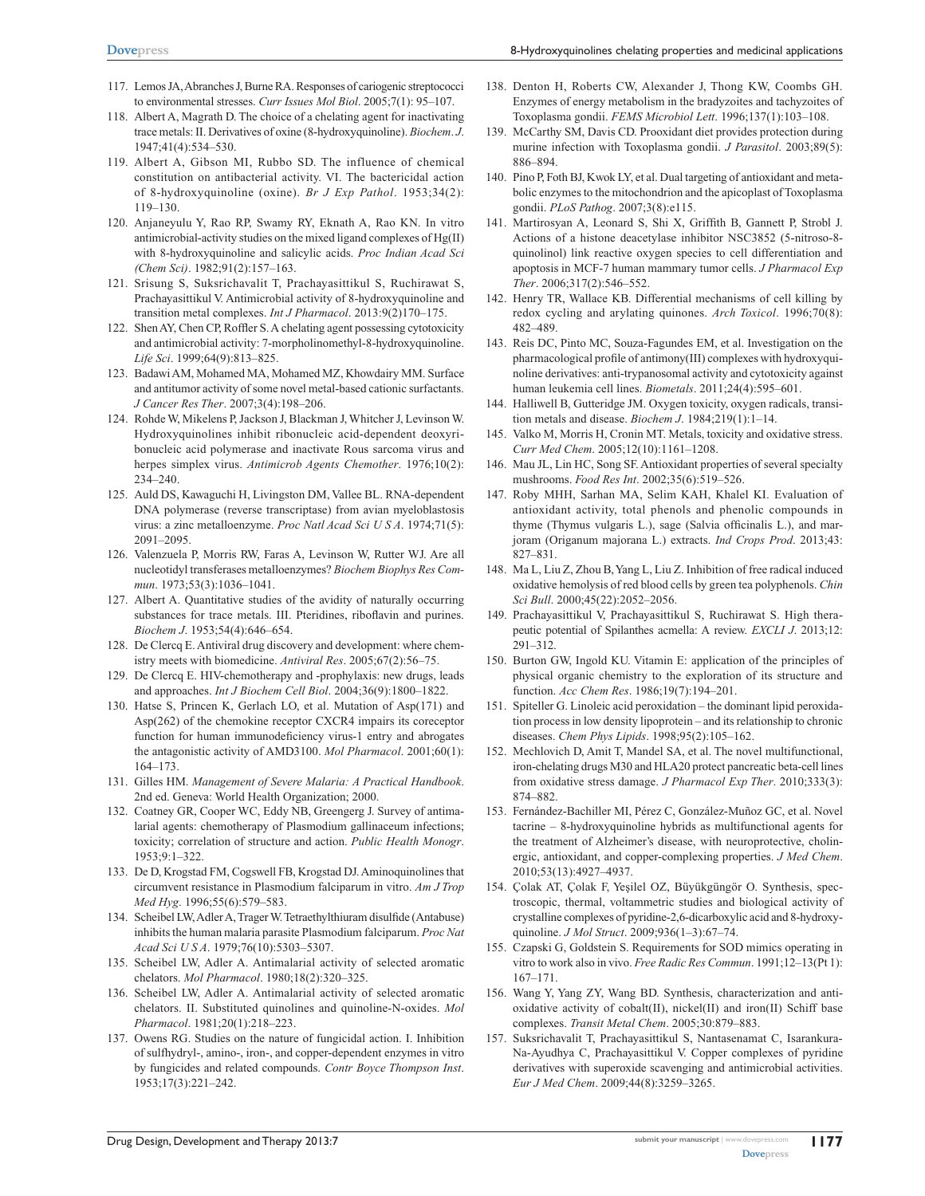117. Lemos JA, Abranches J, Burne RA. Responses of cariogenic streptococci to environmental stresses. *Curr Issues Mol Biol*. 2005;7(1): 95–107.
118. Albert A, Magrath D. The choice of a chelating agent for inactivating trace metals: II. Derivatives of oxine (8-hydroxyquinoline). *Biochem. J*. 1947;41(4):534–530.
119. Albert A, Gibson MI, Rubbo SD. The influence of chemical constitution on antibacterial activity. VI. The bactericidal action of 8-hydroxyquinoline (oxine). *Br J Exp Pathol*. 1953;34(2): 119–130.
120. Anjaneyulu Y, Rao RP, Swamy RY, Eknath A, Rao KN. In vitro antimicrobial-activity studies on the mixed ligand complexes of Hg(II) with 8-hydroxyquinoline and salicylic acids. *Proc Indian Acad Sci (Chem Sci)*. 1982;91(2):157–163.
121. Srisung S, Suksrichavalit T, Prachayasittikul S, Ruchirawat S, Prachayasittikul V. Antimicrobial activity of 8-hydroxyquinoline and transition metal complexes. *Int J Pharmacol*. 2013:9(2)170–175.
122. Shen AY, Chen CP, Roffler S. A chelating agent possessing cytotoxicity and antimicrobial activity: 7-morpholinomethyl-8-hydroxyquinoline. *Life Sci*. 1999;64(9):813–825.
123. Badawi AM, Mohamed MA, Mohamed MZ, Khowdairy MM. Surface and antitumor activity of some novel metal-based cationic surfactants. *J Cancer Res Ther*. 2007;3(4):198–206.
124. Rohde W, Mikelens P, Jackson J, Blackman J, Whitcher J, Levinson W. Hydroxyquinolines inhibit ribonucleic acid-dependent deoxyribonucleic acid polymerase and inactivate Rous sarcoma virus and herpes simplex virus. *Antimicrob Agents Chemother*. 1976;10(2): 234–240.
125. Auld DS, Kawaguchi H, Livingston DM, Vallee BL. RNA-dependent DNA polymerase (reverse transcriptase) from avian myeloblastosis virus: a zinc metalloenzyme. *Proc Natl Acad Sci U S A*. 1974;71(5): 2091–2095.
126. Valenzuela P, Morris RW, Faras A, Levinson W, Rutter WJ. Are all nucleotidyl transferases metalloenzymes? *Biochem Biophys Res Commun*. 1973;53(3):1036–1041.
127. Albert A. Quantitative studies of the avidity of naturally occurring substances for trace metals. III. Pteridines, riboflavin and purines. *Biochem J*. 1953;54(4):646–654.
128. De Clercq E. Antiviral drug discovery and development: where chemistry meets with biomedicine. *Antiviral Res*. 2005;67(2):56–75.
129. De Clercq E. HIV-chemotherapy and -prophylaxis: new drugs, leads and approaches. *Int J Biochem Cell Biol*. 2004;36(9):1800–1822.
130. Hatse S, Princen K, Gerlach LO, et al. Mutation of Asp(171) and Asp(262) of the chemokine receptor CXCR4 impairs its coreceptor function for human immunodeficiency virus-1 entry and abrogates the antagonistic activity of AMD3100. *Mol Pharmacol*. 2001;60(1): 164–173.
131. Gilles HM. *Management of Severe Malaria: A Practical Handbook*. 2nd ed. Geneva: World Health Organization; 2000.
132. Coatney GR, Cooper WC, Eddy NB, Greengerg J. Survey of antimalarial agents: chemotherapy of Plasmodium gallinaceum infections; toxicity; correlation of structure and action. *Public Health Monogr*. 1953;9:1–322.
133. De D, Krogstad FM, Cogswell FB, Krogstad DJ. Aminoquinolines that circumvent resistance in Plasmodium falciparum in vitro. *Am J Trop Med Hyg*. 1996;55(6):579–583.
134. Scheibel LW, Adler A, Trager W. Tetraethylthiuram disulfide (Antabuse) inhibits the human malaria parasite Plasmodium falciparum. *Proc Nat Acad Sci U S A*. 1979;76(10):5303–5307.
135. Scheibel LW, Adler A. Antimalarial activity of selected aromatic chelators. *Mol Pharmacol*. 1980;18(2):320–325.
136. Scheibel LW, Adler A. Antimalarial activity of selected aromatic chelators. II. Substituted quinolines and quinoline-N-oxides. *Mol Pharmacol*. 1981;20(1):218–223.
137. Owens RG. Studies on the nature of fungicidal action. I. Inhibition of sulfhydryl-, amino-, iron-, and copper-dependent enzymes in vitro by fungicides and related compounds. *Contr Boyce Thompson Inst*. 1953;17(3):221–242.
138. Denton H, Roberts CW, Alexander J, Thong KW, Coombs GH. Enzymes of energy metabolism in the bradyzoites and tachyzoites of Toxoplasma gondii. *FEMS Microbiol Lett*. 1996;137(1):103–108.
139. McCarthy SM, Davis CD. Prooxidant diet provides protection during murine infection with Toxoplasma gondii. *J Parasitol*. 2003;89(5): 886–894.
140. Pino P, Foth BJ, Kwok LY, et al. Dual targeting of antioxidant and metabolic enzymes to the mitochondrion and the apicoplast of Toxoplasma gondii. *PLoS Pathog*. 2007;3(8):e115.
141. Martirosyan A, Leonard S, Shi X, Griffith B, Gannett P, Strobl J. Actions of a histone deacetylase inhibitor NSC3852 (5-nitroso-8-quinolinol) link reactive oxygen species to cell differentiation and apoptosis in MCF-7 human mammary tumor cells. *J Pharmacol Exp Ther*. 2006;317(2):546–552.
142. Henry TR, Wallace KB. Differential mechanisms of cell killing by redox cycling and arylating quinones. *Arch Toxicol*. 1996;70(8): 482–489.
143. Reis DC, Pinto MC, Souza-Fagundes EM, et al. Investigation on the pharmacological profile of antimony(III) complexes with hydroxyquinoline derivatives: anti-trypanosomal activity and cytotoxicity against human leukemia cell lines. *Biometals*. 2011;24(4):595–601.
144. Halliwell B, Gutteridge JM. Oxygen toxicity, oxygen radicals, transition metals and disease. *Biochem J*. 1984;219(1):1–14.
145. Valko M, Morris H, Cronin MT. Metals, toxicity and oxidative stress. *Curr Med Chem*. 2005;12(10):1161–1208.
146. Mau JL, Lin HC, Song SF. Antioxidant properties of several specialty mushrooms. *Food Res Int*. 2002;35(6):519–526.
147. Roby MHH, Sarhan MA, Selim KAH, Khalel KI. Evaluation of antioxidant activity, total phenols and phenolic compounds in thyme (Thymus vulgaris L.), sage (Salvia officinalis L.), and marjoram (Origanum majorana L.) extracts. *Ind Crops Prod*. 2013;43: 827–831.
148. Ma L, Liu Z, Zhou B, Yang L, Liu Z. Inhibition of free radical induced oxidative hemolysis of red blood cells by green tea polyphenols. *Chin Sci Bull*. 2000;45(22):2052–2056.
149. Prachayasittikul V, Prachayasittikul S, Ruchirawat S. High therapeutic potential of Spilanthes acmella: A review. *EXCLI J*. 2013;12: 291–312.
150. Burton GW, Ingold KU. Vitamin E: application of the principles of physical organic chemistry to the exploration of its structure and function. *Acc Chem Res*. 1986;19(7):194–201.
151. Spiteller G. Linoleic acid peroxidation – the dominant lipid peroxidation process in low density lipoprotein – and its relationship to chronic diseases. *Chem Phys Lipids*. 1998;95(2):105–162.
152. Mechlovich D, Amit T, Mandel SA, et al. The novel multifunctional, iron-chelating drugs M30 and HLA20 protect pancreatic beta-cell lines from oxidative stress damage. *J Pharmacol Exp Ther*. 2010;333(3): 874–882.
153. Fernández-Bachiller MI, Pérez C, González-Muñoz GC, et al. Novel tacrine – 8-hydroxyquinoline hybrids as multifunctional agents for the treatment of Alzheimer's disease, with neuroprotective, cholinergic, antioxidant, and copper-complexing properties. *J Med Chem*. 2010;53(13):4927–4937.
154. Çolak AT, Çolak F, Yeşilel OZ, Büyükgüngör O. Synthesis, spectroscopic, thermal, voltammetric studies and biological activity of crystalline complexes of pyridine-2,6-dicarboxylic acid and 8-hydroxyquinoline. *J Mol Struct*. 2009;936(1–3):67–74.
155. Czapski G, Goldstein S. Requirements for SOD mimics operating in vitro to work also in vivo. *Free Radic Res Commun*. 1991;12–13(Pt 1): 167–171.
156. Wang Y, Yang ZY, Wang BD. Synthesis, characterization and anti-oxidative activity of cobalt(II), nickel(II) and iron(II) Schiff base complexes. *Transit Metal Chem*. 2005;30:879–883.
157. Suksrichavalit T, Prachayasittikul S, Nantasenamat C, Isarankura-Na-Ayudhya C, Prachayasittikul V. Copper complexes of pyridine derivatives with superoxide scavenging and antimicrobial activities. *Eur J Med Chem*. 2009;44(8):3259–3265.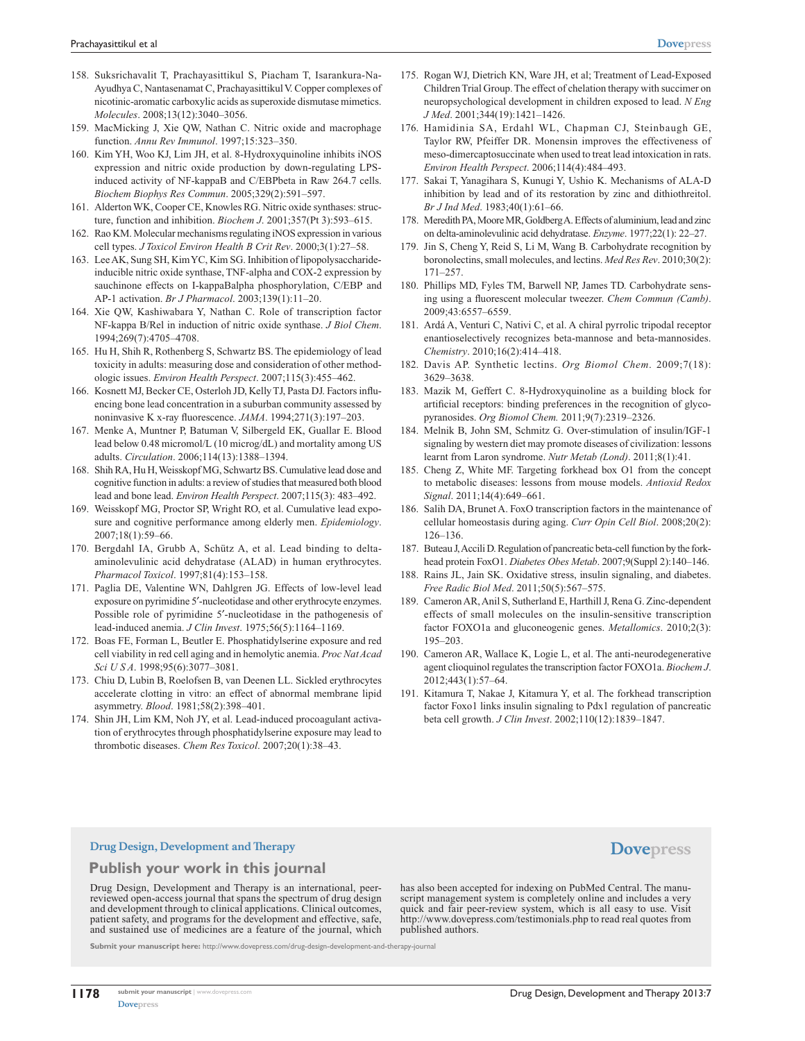158. Suksrichavalit T, Prachayasittikul S, Piacham T, Isarankura-Na-Ayudhya C, Nantasenamat C, Prachayasittikul V. Copper complexes of nicotinic-aromatic carboxylic acids as superoxide dismutase mimetics. *Molecules*. 2008;13(12):3040–3056.
159. MacMicking J, Xie QW, Nathan C. Nitric oxide and macrophage function. *Annu Rev Immunol*. 1997;15:323–350.
160. Kim YH, Woo KJ, Lim JH, et al. 8-Hydroxyquinoline inhibits iNOS expression and nitric oxide production by down-regulating LPS-induced activity of NF-kappaB and C/EBPbeta in Raw 264.7 cells. *Biochem Biophys Res Commun*. 2005;329(2):591–597.
161. Alderton WK, Cooper CE, Knowles RG. Nitric oxide synthases: structure, function and inhibition. *Biochem J*. 2001;357(Pt 3):593–615.
162. Rao KM. Molecular mechanisms regulating iNOS expression in various cell types. *J Toxicol Environ Health B Crit Rev*. 2000;3(1):27–58.
163. Lee AK, Sung SH, Kim YC, Kim SG. Inhibition of lipopolysaccharide-inducible nitric oxide synthase, TNF-alpha and COX-2 expression by sauchinone effects on I-kappaBalpha phosphorylation, C/EBP and AP-1 activation. *Br J Pharmacol*. 2003;139(1):11–20.
164. Xie QW, Kashiwabara Y, Nathan C. Role of transcription factor NF-kappa B/Rel in induction of nitric oxide synthase. *J Biol Chem*. 1994;269(7):4705–4708.
165. Hu H, Shih R, Rothenberg S, Schwartz BS. The epidemiology of lead toxicity in adults: measuring dose and consideration of other methodologic issues. *Environ Health Perspect*. 2007;115(3):455–462.
166. Kosnett MJ, Becker CE, Osterloh JD, Kelly TJ, Pasta DJ. Factors influencing bone lead concentration in a suburban community assessed by noninvasive K x-ray fluorescence. *JAMA*. 1994;271(3):197–203.
167. Menke A, Muntner P, Batuman V, Silbergeld EK, Guallar E. Blood lead below 0.48 micromol/L (10 microg/dL) and mortality among US adults. *Circulation*. 2006;114(13):1388–1394.
168. Shih RA, Hu H, Weisskopf MG, Schwartz BS. Cumulative lead dose and cognitive function in adults: a review of studies that measured both blood lead and bone lead. *Environ Health Perspect*. 2007;115(3): 483–492.
169. Weisskopf MG, Proctor SP, Wright RO, et al. Cumulative lead exposure and cognitive performance among elderly men. *Epidemiology*. 2007;18(1):59–66.
170. Bergdahl IA, Grubb A, Schütz A, et al. Lead binding to delta-aminolevulinic acid dehydratase (ALAD) in human erythrocytes. *Pharmacol Toxicol*. 1997;81(4):153–158.
171. Paglia DE, Valentine WN, Dahlgren JG. Effects of low-level lead exposure on pyrimidine 5′-nucleotidase and other erythrocyte enzymes. Possible role of pyrimidine 5′-nucleotidase in the pathogenesis of lead-induced anemia. *J Clin Invest*. 1975;56(5):1164–1169.
172. Boas FE, Forman L, Beutler E. Phosphatidylserine exposure and red cell viability in red cell aging and in hemolytic anemia. *Proc Natl Acad Sci U S A*. 1998;95(6):3077–3081.
173. Chiu D, Lubin B, Roelofsen B, van Deenen LL. Sickled erythrocytes accelerate clotting in vitro: an effect of abnormal membrane lipid asymmetry. *Blood*. 1981;58(2):398–401.
174. Shin JH, Lim KM, Noh JY, et al. Lead-induced procoagulant activation of erythrocytes through phosphatidylserine exposure may lead to thrombotic diseases. *Chem Res Toxicol*. 2007;20(1):38–43.
175. Rogan WJ, Dietrich KN, Ware JH, et al; Treatment of Lead-Exposed Children Trial Group. The effect of chelation therapy with succimer on neuropsychological development in children exposed to lead. *N Eng J Med*. 2001;344(19):1421–1426.
176. Hamidinia SA, Erdahl WL, Chapman CJ, Steinbaugh GE, Taylor RW, Pfeiffer DR. Monensin improves the effectiveness of meso-dimercaptosuccinate when used to treat lead intoxication in rats. *Environ Health Perspect*. 2006;114(4):484–493.
177. Sakai T, Yanagihara S, Kunugi Y, Ushio K. Mechanisms of ALA-D inhibition by lead and of its restoration by zinc and dithiothreitol. *Br J Ind Med*. 1983;40(1):61–66.
178. Meredith PA, Moore MR, Goldberg A. Effects of aluminium, lead and zinc on delta-aminolevulinic acid dehydratase. *Enzyme*. 1977;22(1): 22–27.
179. Jin S, Cheng Y, Reid S, Li M, Wang B. Carbohydrate recognition by boronolectins, small molecules, and lectins. *Med Res Rev*. 2010;30(2): 171–257.
180. Phillips MD, Fyles TM, Barwell NP, James TD. Carbohydrate sensing using a fluorescent molecular tweezer. *Chem Commun (Camb)*. 2009;43:6557–6559.
181. Ardá A, Venturi C, Nativi C, et al. A chiral pyrrolic tripodal receptor enantioselectively recognizes beta-mannose and beta-mannosides. *Chemistry*. 2010;16(2):414–418.
182. Davis AP. Synthetic lectins. *Org Biomol Chem*. 2009;7(18): 3629–3638.
183. Mazik M, Geffert C. 8-Hydroxyquinoline as a building block for artificial receptors: binding preferences in the recognition of glycopyranosides. *Org Biomol Chem.* 2011;9(7):2319–2326.
184. Melnik B, John SM, Schmitz G. Over-stimulation of insulin/IGF-1 signaling by western diet may promote diseases of civilization: lessons learnt from Laron syndrome. *Nutr Metab (Lond)*. 2011;8(1):41.
185. Cheng Z, White MF. Targeting forkhead box O1 from the concept to metabolic diseases: lessons from mouse models. *Antioxid Redox Signal*. 2011;14(4):649–661.
186. Salih DA, Brunet A. FoxO transcription factors in the maintenance of cellular homeostasis during aging. *Curr Opin Cell Biol*. 2008;20(2): 126–136.
187. Buteau J, Accili D. Regulation of pancreatic beta-cell function by the forkhead protein FoxO1. *Diabetes Obes Metab*. 2007;9(Suppl 2):140–146.
188. Rains JL, Jain SK. Oxidative stress, insulin signaling, and diabetes. *Free Radic Biol Med*. 2011;50(5):567–575.
189. Cameron AR, Anil S, Sutherland E, Harthill J, Rena G. Zinc-dependent effects of small molecules on the insulin-sensitive transcription factor FOXO1a and gluconeogenic genes. *Metallomics*. 2010;2(3): 195–203.
190. Cameron AR, Wallace K, Logie L, et al. The anti-neurodegenerative agent clioquinol regulates the transcription factor FOXO1a. *Biochem J*. 2012;443(1):57–64.
191. Kitamura T, Nakae J, Kitamura Y, et al. The forkhead transcription factor Foxo1 links insulin signaling to Pdx1 regulation of pancreatic beta cell growth. *J Clin Invest*. 2002;110(12):1839–1847.

**Drug Design, Development and Therapy**

## Publish your work in this journal

Drug Design, Development and Therapy is an international, peer-reviewed open-access journal that spans the spectrum of drug design and development through to clinical applications. Clinical outcomes, patient safety, and programs for the development and effective, safe, and sustained use of medicines are a feature of the journal, which has also been accepted for indexing on PubMed Central. The manuscript management system is completely online and includes a very quick and fair peer-review system, which is all easy to use. Visit http://www.dovepress.com/testimonials.php to read real quotes from published authors.

**Submit your manuscript here:** http://www.dovepress.com/drug-design-development-and-therapy-journal